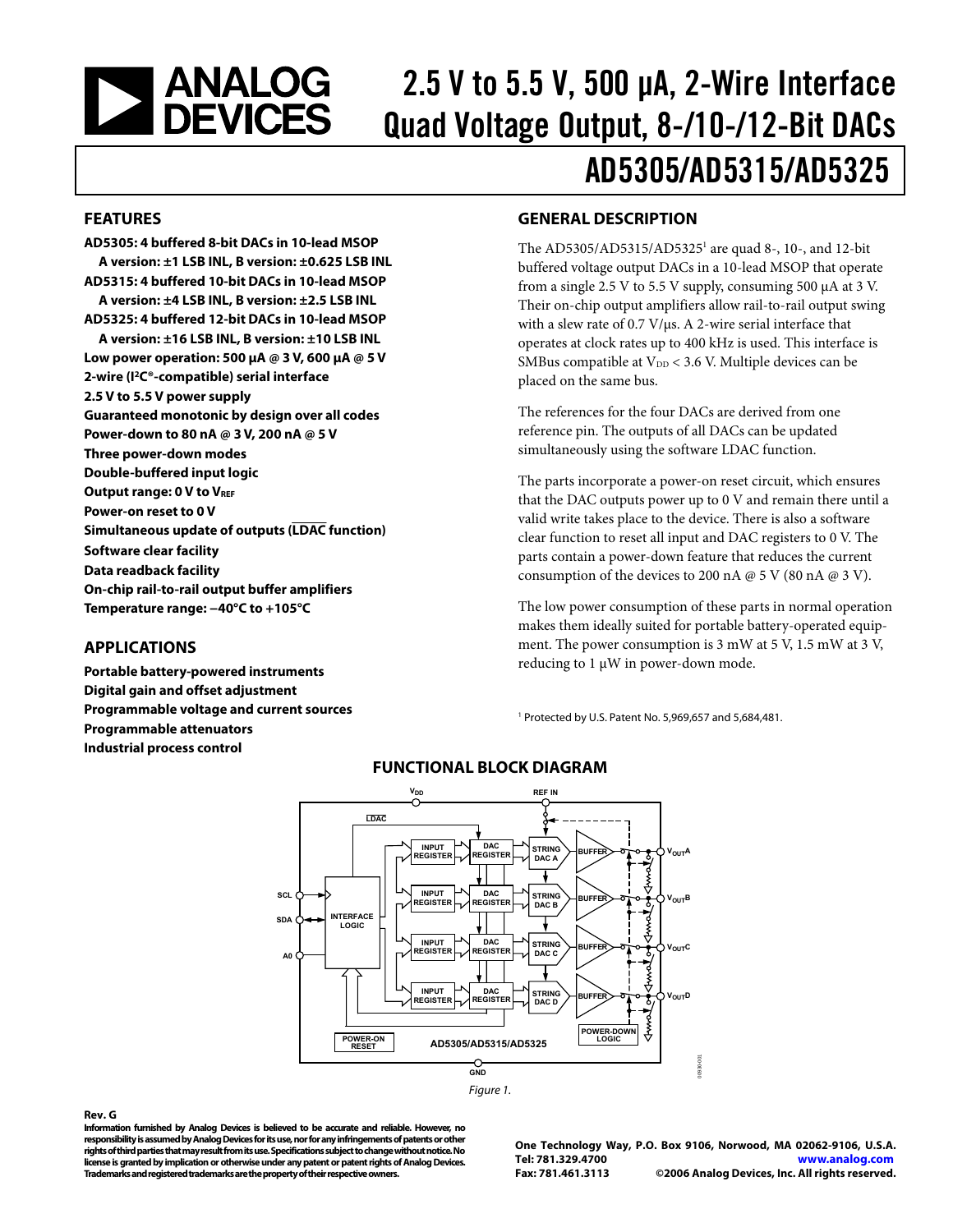# 2.5 V to 5.5 V, 500 μA, 2-Wire Interface Quad Voltage Output, 8-/10-/12-Bit DACs

# AD5305/AD5315/AD5325

## FEATURES

**AD5305: 4 buffered 8-bit DACs in 10-lead MSOP**
 **A version: ±1 LSB INL, B version: ±0.625 LSB INL**
**AD5315: 4 buffered 10-bit DACs in 10-lead MSOP**
 **A version: ±4 LSB INL, B version: ±2.5 LSB INL**
**AD5325: 4 buffered 12-bit DACs in 10-lead MSOP**
 **A version: ±16 LSB INL, B version: ±10 LSB INL**
**Low power operation: 500 μA @ 3 V, 600 μA @ 5 V**
**2-wire (I²C®-compatible) serial interface**
**2.5 V to 5.5 V power supply**
**Guaranteed monotonic by design over all codes**
**Power-down to 80 nA @ 3 V, 200 nA @ 5 V**
**Three power-down modes**
**Double-buffered input logic**
**Output range: 0 V to $V_{REF}$**
**Power-on reset to 0 V**
**Simultaneous update of outputs ($\overline{\text{LDAC}}$ function)**
**Software clear facility**
**Data readback facility**
**On-chip rail-to-rail output buffer amplifiers**
**Temperature range: −40°C to +105°C**

## APPLICATIONS

**Portable battery-powered instruments**
**Digital gain and offset adjustment**
**Programmable voltage and current sources**
**Programmable attenuators**
**Industrial process control**

## GENERAL DESCRIPTION

The AD5305/AD5315/AD5325[1] are quad 8-, 10-, and 12-bit buffered voltage output DACs in a 10-lead MSOP that operate from a single 2.5 V to 5.5 V supply, consuming 500 μA at 3 V. Their on-chip output amplifiers allow rail-to-rail output swing with a slew rate of 0.7 V/μs. A 2-wire serial interface that operates at clock rates up to 400 kHz is used. This interface is SMBus compatible at $V_{DD}$ < 3.6 V. Multiple devices can be placed on the same bus.

The references for the four DACs are derived from one reference pin. The outputs of all DACs can be updated simultaneously using the software LDAC function.

The parts incorporate a power-on reset circuit, which ensures that the DAC outputs power up to 0 V and remain there until a valid write takes place to the device. There is also a software clear function to reset all input and DAC registers to 0 V. The parts contain a power-down feature that reduces the current consumption of the devices to 200 nA @ 5 V (80 nA @ 3 V).

The low power consumption of these parts in normal operation makes them ideally suited for portable battery-operated equipment. The power consumption is 3 mW at 5 V, 1.5 mW at 3 V, reducing to 1 μW in power-down mode.

[1] Protected by U.S. Patent No. 5,969,657 and 5,684,481.

## FUNCTIONAL BLOCK DIAGRAM

Figure 1.

**Rev. G**
**Information furnished by Analog Devices is believed to be accurate and reliable. However, no responsibility is assumed by Analog Devices for its use, nor for any infringements of patents or other rights of third parties that may result from its use. Specifications subject to change without notice. No license is granted by implication or otherwise under any patent or patent rights of Analog Devices. Trademarks and registered trademarks are the property of their respective owners.**

One Technology Way, P.O. Box 9106, Norwood, MA 02062-9106, U.S.A.
Tel: 781.329.4700 www.analog.com
Fax: 781.461.3113 ©2006 Analog Devices, Inc. All rights reserved.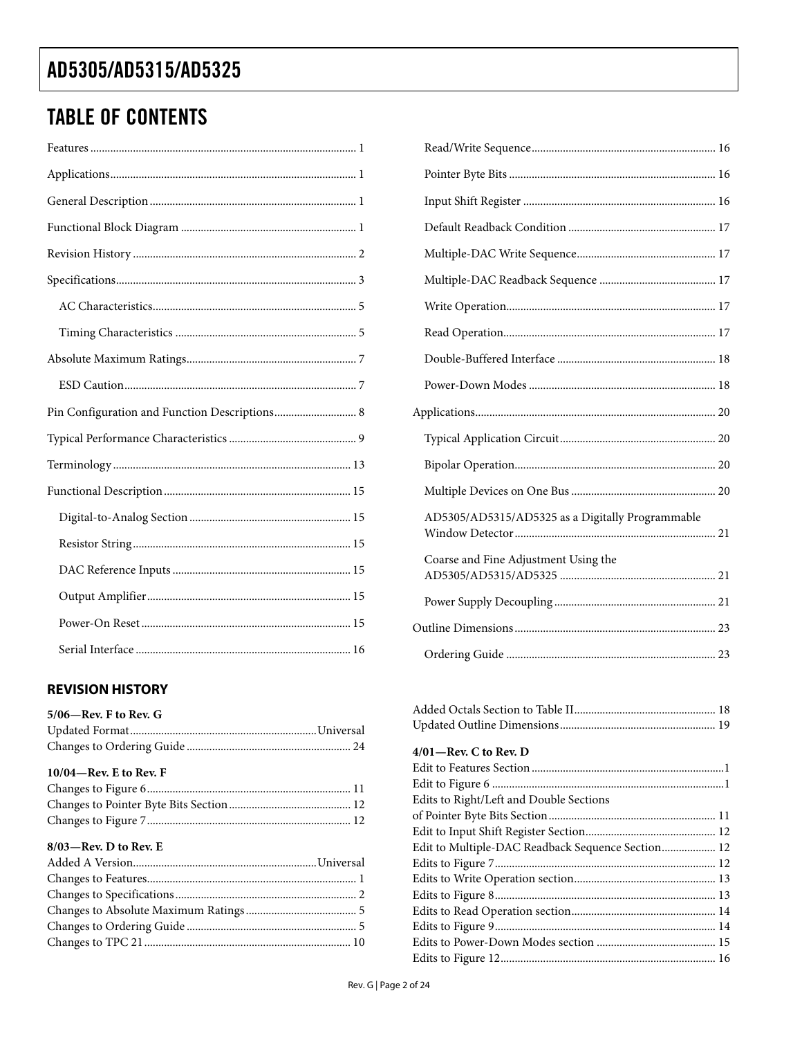## TABLE OF CONTENTS

Features ... 1
Applications ... 1
General Description ... 1
Functional Block Diagram ... 1
Revision History ... 2
Specifications ... 3
- AC Characteristics ... 5
- Timing Characteristics ... 5

Absolute Maximum Ratings ... 7
- ESD Caution ... 7

Pin Configuration and Function Descriptions ... 8
Typical Performance Characteristics ... 9
Terminology ... 13
Functional Description ... 15
- Digital-to-Analog Section ... 15
- Resistor String ... 15
- DAC Reference Inputs ... 15
- Output Amplifier ... 15
- Power-On Reset ... 15
- Serial Interface ... 16
- Read/Write Sequence ... 16
- Pointer Byte Bits ... 16
- Input Shift Register ... 16
- Default Readback Condition ... 17
- Multiple-DAC Write Sequence ... 17
- Multiple-DAC Readback Sequence ... 17
- Write Operation ... 17
- Read Operation ... 17
- Double-Buffered Interface ... 18
- Power-Down Modes ... 18

Applications ... 20
- Typical Application Circuit ... 20
- Bipolar Operation ... 20
- Multiple Devices on One Bus ... 20
- AD5305/AD5315/AD5325 as a Digitally Programmable Window Detector ... 21
- Coarse and Fine Adjustment Using the AD5305/AD5315/AD5325 ... 21
- Power Supply Decoupling ... 21

Outline Dimensions ... 23
- Ordering Guide ... 23

## REVISION HISTORY

**5/06—Rev. F to Rev. G**

Updated Format ... Universal
Changes to Ordering Guide ... 24

**10/04—Rev. E to Rev. F**

Changes to Figure 6 ... 11
Changes to Pointer Byte Bits Section ... 12
Changes to Figure 7 ... 12

**8/03—Rev. D to Rev. E**

Added A Version ... Universal
Changes to Features ... 1
Changes to Specifications ... 2
Changes to Absolute Maximum Ratings ... 5
Changes to Ordering Guide ... 5
Changes to TPC 21 ... 10
Added Octals Section to Table II ... 18
Updated Outline Dimensions ... 19

**4/01—Rev. C to Rev. D**

Edit to Features Section ... 1
Edit to Figure 6 ... 1
Edits to Right/Left and Double Sections of Pointer Byte Bits Section ... 11
Edit to Input Shift Register Section ... 12
Edit to Multiple-DAC Readback Sequence Section ... 12
Edits to Figure 7 ... 12
Edits to Write Operation section ... 13
Edits to Figure 8 ... 13
Edits to Read Operation section ... 14
Edits to Figure 9 ... 14
Edits to Power-Down Modes section ... 15
Edits to Figure 12 ... 16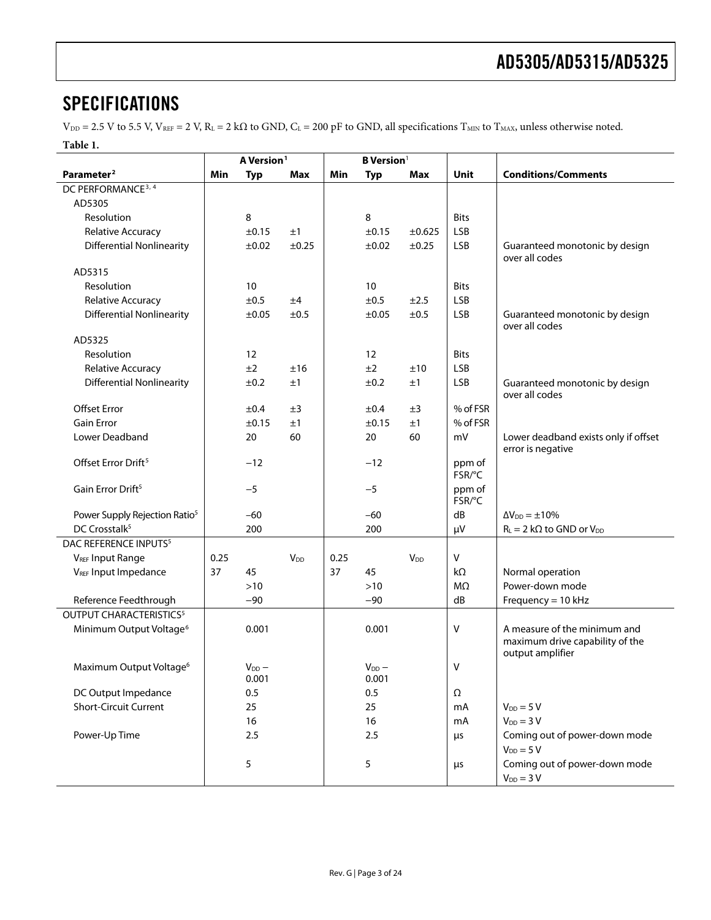## SPECIFICATIONS

$V_{DD}$ = 2.5 V to 5.5 V, $V_{REF}$ = 2 V, $R_L$ = 2 kΩ to GND, $C_L$ = 200 pF to GND, all specifications $T_{MIN}$ to $T_{MAX}$, unless otherwise noted.

**Table 1.**

| | A Version[1] | | | B Version[1] | | | | |
|---|---|---|---|---|---|---|---|---|
| **Parameter[2]** | **Min** | **Typ** | **Max** | **Min** | **Typ** | **Max** | **Unit** | **Conditions/Comments** |
| DC PERFORMANCE[3, 4] | | | | | | | | |
| AD5305 | | | | | | | | |
| Resolution | | 8 | | | 8 | | Bits | |
| Relative Accuracy | | ±0.15 | ±1 | | ±0.15 | ±0.625 | LSB | |
| Differential Nonlinearity | | ±0.02 | ±0.25 | | ±0.02 | ±0.25 | LSB | Guaranteed monotonic by design over all codes |
| AD5315 | | | | | | | | |
| Resolution | | 10 | | | 10 | | Bits | |
| Relative Accuracy | | ±0.5 | ±4 | | ±0.5 | ±2.5 | LSB | |
| Differential Nonlinearity | | ±0.05 | ±0.5 | | ±0.05 | ±0.5 | LSB | Guaranteed monotonic by design over all codes |
| AD5325 | | | | | | | | |
| Resolution | | 12 | | | 12 | | Bits | |
| Relative Accuracy | | ±2 | ±16 | | ±2 | ±10 | LSB | |
| Differential Nonlinearity | | ±0.2 | ±1 | | ±0.2 | ±1 | LSB | Guaranteed monotonic by design over all codes |
| Offset Error | | ±0.4 | ±3 | | ±0.4 | ±3 | % of FSR | |
| Gain Error | | ±0.15 | ±1 | | ±0.15 | ±1 | % of FSR | |
| Lower Deadband | | 20 | 60 | | 20 | 60 | mV | Lower deadband exists only if offset error is negative |
| Offset Error Drift[5] | | −12 | | | −12 | | ppm of FSR/°C | |
| Gain Error Drift[5] | | −5 | | | −5 | | ppm of FSR/°C | |
| Power Supply Rejection Ratio[5] | | −60 | | | −60 | | dB | $\Delta V_{DD}$ = ±10% |
| DC Crosstalk[5] | | 200 | | | 200 | | μV | $R_L$ = 2 kΩ to GND or $V_{DD}$ |
| DAC REFERENCE INPUTS[5] | | | | | | | | |
| $V_{REF}$ Input Range | 0.25 | | $V_{DD}$ | 0.25 | | $V_{DD}$ | V | |
| $V_{REF}$ Input Impedance | 37 | 45 | | 37 | 45 | | kΩ | Normal operation |
| | | >10 | | | >10 | | MΩ | Power-down mode |
| Reference Feedthrough | | −90 | | | −90 | | dB | Frequency = 10 kHz |
| OUTPUT CHARACTERISTICS[5] | | | | | | | | |
| Minimum Output Voltage[6] | | 0.001 | | | 0.001 | | V | A measure of the minimum and maximum drive capability of the output amplifier |
| Maximum Output Voltage[6] | | $V_{DD}$ − 0.001 | | | $V_{DD}$ − 0.001 | | V | |
| DC Output Impedance | | 0.5 | | | 0.5 | | Ω | |
| Short-Circuit Current | | 25 | | | 25 | | mA | $V_{DD}$ = 5 V |
| | | 16 | | | 16 | | mA | $V_{DD}$ = 3 V |
| Power-Up Time | | 2.5 | | | 2.5 | | μs | Coming out of power-down mode $V_{DD}$ = 5 V |
| | | 5 | | | 5 | | μs | Coming out of power-down mode $V_{DD}$ = 3 V |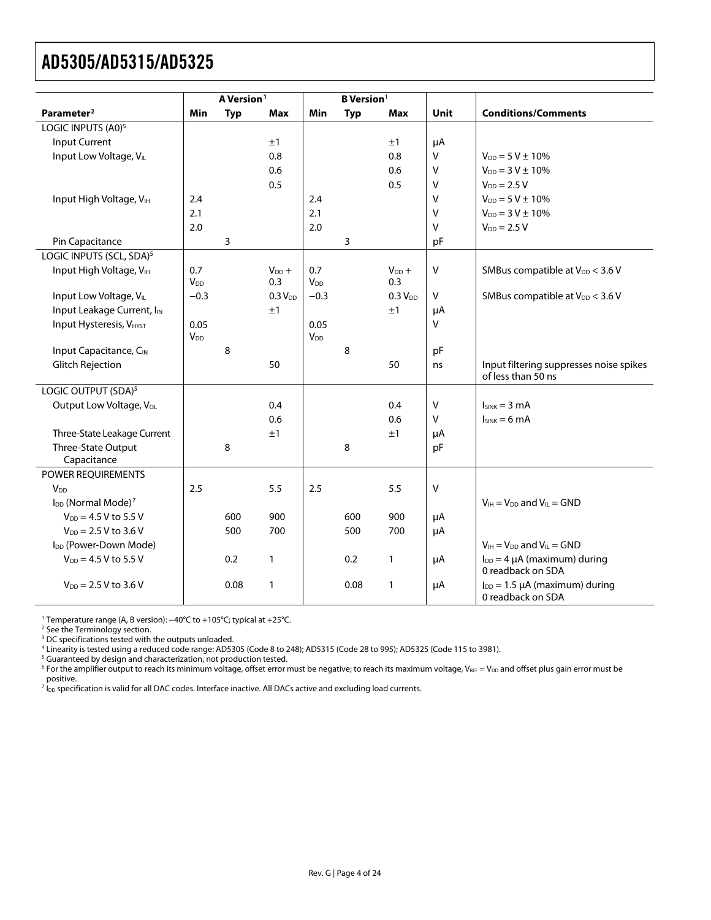| Parameter[2] | A Version[1] Min | Typ | Max | B Version[1] Min | Typ | Max | Unit | Conditions/Comments |
|---|---|---|---|---|---|---|---|---|
| LOGIC INPUTS (A0)[5] | | | | | | | | |
| Input Current | | | ±1 | | | ±1 | µA | |
| Input Low Voltage, $V_{IL}$ | | | 0.8 | | | 0.8 | V | $V_{DD}$ = 5 V ± 10% |
| | | | 0.6 | | | 0.6 | V | $V_{DD}$ = 3 V ± 10% |
| | | | 0.5 | | | 0.5 | V | $V_{DD}$ = 2.5 V |
| Input High Voltage, $V_{IH}$ | 2.4 | | | 2.4 | | | V | $V_{DD}$ = 5 V ± 10% |
| | 2.1 | | | 2.1 | | | V | $V_{DD}$ = 3 V ± 10% |
| | 2.0 | | | 2.0 | | | V | $V_{DD}$ = 2.5 V |
| Pin Capacitance | | 3 | | | 3 | | pF | |
| LOGIC INPUTS (SCL, SDA)[5] | | | | | | | | |
| Input High Voltage, $V_{IH}$ | 0.7 $V_{DD}$ | | $V_{DD}$ + 0.3 | 0.7 $V_{DD}$ | | $V_{DD}$ + 0.3 | V | SMBus compatible at $V_{DD}$ < 3.6 V |
| Input Low Voltage, $V_{IL}$ | −0.3 | | 0.3 $V_{DD}$ | −0.3 | | 0.3 $V_{DD}$ | V | SMBus compatible at $V_{DD}$ < 3.6 V |
| Input Leakage Current, $I_{IN}$ | | | ±1 | | | ±1 | µA | |
| Input Hysteresis, $V_{HYST}$ | 0.05 $V_{DD}$ | | | 0.05 $V_{DD}$ | | | V | |
| Input Capacitance, $C_{IN}$ | | 8 | | | 8 | | pF | |
| Glitch Rejection | | | 50 | | | 50 | ns | Input filtering suppresses noise spikes of less than 50 ns |
| LOGIC OUTPUT (SDA)[5] | | | | | | | | |
| Output Low Voltage, $V_{OL}$ | | | 0.4 | | | 0.4 | V | $I_{SINK}$ = 3 mA |
| | | | 0.6 | | | 0.6 | V | $I_{SINK}$ = 6 mA |
| Three-State Leakage Current | | | ±1 | | | ±1 | µA | |
| Three-State Output Capacitance | | 8 | | | 8 | | pF | |
| POWER REQUIREMENTS | | | | | | | | |
| $V_{DD}$ | 2.5 | | 5.5 | 2.5 | | 5.5 | V | |
| $I_{DD}$ (Normal Mode)[7] | | | | | | | | $V_{IH}$ = $V_{DD}$ and $V_{IL}$ = GND |
| $V_{DD}$ = 4.5 V to 5.5 V | | 600 | 900 | | 600 | 900 | µA | |
| $V_{DD}$ = 2.5 V to 3.6 V | | 500 | 700 | | 500 | 700 | µA | |
| $I_{DD}$ (Power-Down Mode) | | | | | | | | $V_{IH}$ = $V_{DD}$ and $V_{IL}$ = GND |
| $V_{DD}$ = 4.5 V to 5.5 V | | 0.2 | 1 | | 0.2 | 1 | µA | $I_{DD}$ = 4 µA (maximum) during 0 readback on SDA |
| $V_{DD}$ = 2.5 V to 3.6 V | | 0.08 | 1 | | 0.08 | 1 | µA | $I_{DD}$ = 1.5 µA (maximum) during 0 readback on SDA |

[1] Temperature range (A, B version): −40°C to +105°C; typical at +25°C.
[2] See the Terminology section.
[3] DC specifications tested with the outputs unloaded.
[4] Linearity is tested using a reduced code range: AD5305 (Code 8 to 248); AD5315 (Code 28 to 995); AD5325 (Code 115 to 3981).
[5] Guaranteed by design and characterization, not production tested.
[6] For the amplifier output to reach its minimum voltage, offset error must be negative; to reach its maximum voltage, $V_{REF}$ = $V_{DD}$ and offset plus gain error must be positive.
[7] $I_{DD}$ specification is valid for all DAC codes. Interface inactive. All DACs active and excluding load currents.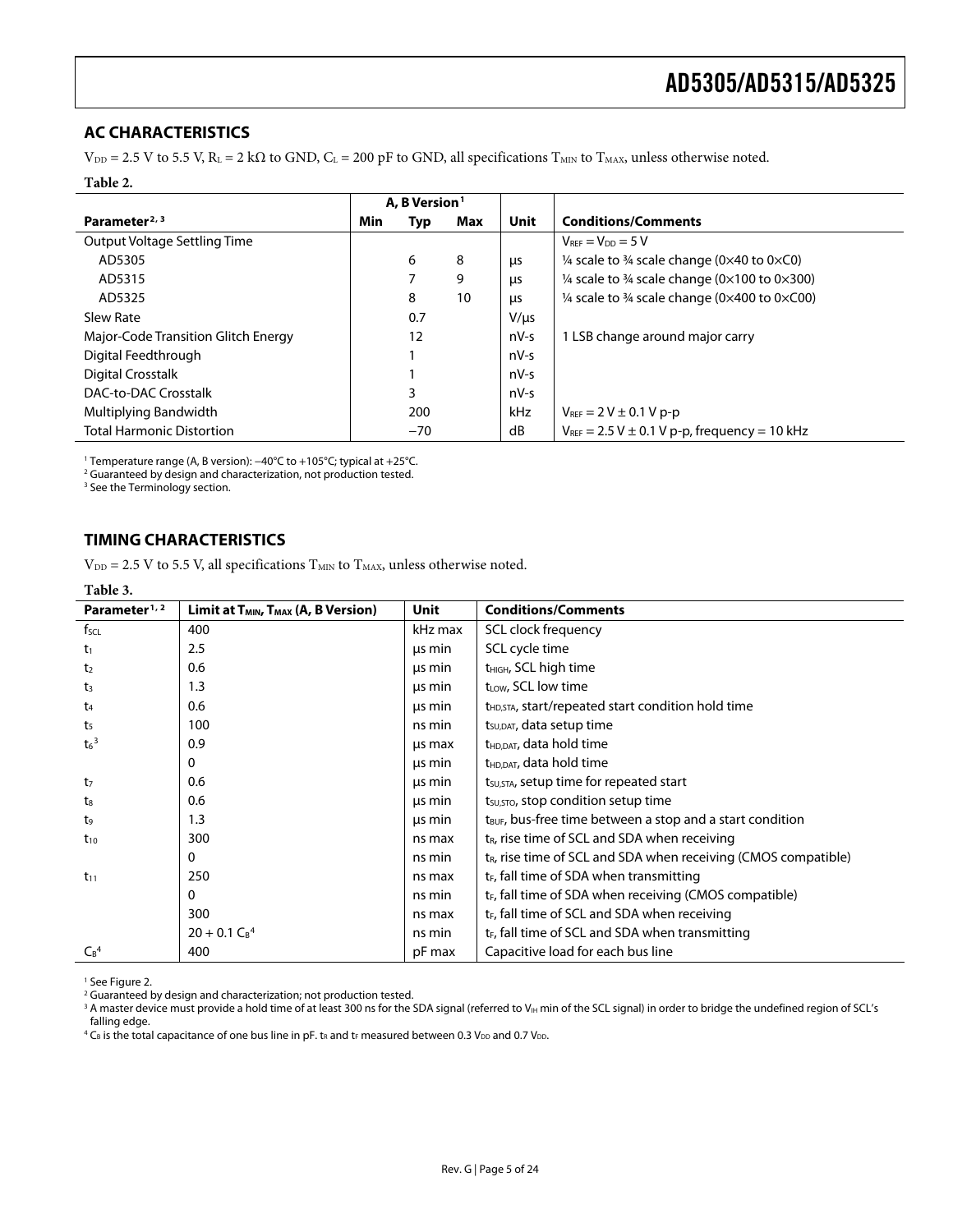## AC CHARACTERISTICS

$V_{DD}$ = 2.5 V to 5.5 V, $R_L$ = 2 kΩ to GND, $C_L$ = 200 pF to GND, all specifications $T_{MIN}$ to $T_{MAX}$, unless otherwise noted.

**Table 2.**

| | A, B Version[1] | | | | |
|---|---|---|---|---|---|
| **Parameter[2, 3]** | **Min** | **Typ** | **Max** | **Unit** | **Conditions/Comments** |
| Output Voltage Settling Time | | | | | $V_{REF} = V_{DD}$ = 5 V |
| AD5305 | | 6 | 8 | µs | ¼ scale to ¾ scale change (0×40 to 0×C0) |
| AD5315 | | 7 | 9 | µs | ¼ scale to ¾ scale change (0×100 to 0×300) |
| AD5325 | | 8 | 10 | µs | ¼ scale to ¾ scale change (0×400 to 0×C00) |
| Slew Rate | | 0.7 | | V/µs | |
| Major-Code Transition Glitch Energy | | 12 | | nV-s | 1 LSB change around major carry |
| Digital Feedthrough | | 1 | | nV-s | |
| Digital Crosstalk | | 1 | | nV-s | |
| DAC-to-DAC Crosstalk | | 3 | | nV-s | |
| Multiplying Bandwidth | | 200 | | kHz | $V_{REF}$ = 2 V ± 0.1 V p-p |
| Total Harmonic Distortion | | −70 | | dB | $V_{REF}$ = 2.5 V ± 0.1 V p-p, frequency = 10 kHz |

[1] Temperature range (A, B version): −40°C to +105°C; typical at +25°C.
[2] Guaranteed by design and characterization, not production tested.
[3] See the Terminology section.

## TIMING CHARACTERISTICS

$V_{DD}$ = 2.5 V to 5.5 V, all specifications $T_{MIN}$ to $T_{MAX}$, unless otherwise noted.

**Table 3.**

| Parameter[1, 2] | Limit at $T_{MIN}$, $T_{MAX}$ (A, B Version) | Unit | Conditions/Comments |
|---|---|---|---|
| $f_{SCL}$ | 400 | kHz max | SCL clock frequency |
| $t_1$ | 2.5 | µs min | SCL cycle time |
| $t_2$ | 0.6 | µs min | $t_{HIGH}$, SCL high time |
| $t_3$ | 1.3 | µs min | $t_{LOW}$, SCL low time |
| $t_4$ | 0.6 | µs min | $t_{HD,STA}$, start/repeated start condition hold time |
| $t_5$ | 100 | ns min | $t_{SU,DAT}$, data setup time |
| $t_6$[3] | 0.9 | µs max | $t_{HD,DAT}$, data hold time |
| | 0 | µs min | $t_{HD,DAT}$, data hold time |
| $t_7$ | 0.6 | µs min | $t_{SU,STA}$, setup time for repeated start |
| $t_8$ | 0.6 | µs min | $t_{SU,STO}$, stop condition setup time |
| $t_9$ | 1.3 | µs min | $t_{BUF}$, bus-free time between a stop and a start condition |
| $t_{10}$ | 300 | ns max | $t_R$, rise time of SCL and SDA when receiving |
| | 0 | ns min | $t_R$, rise time of SCL and SDA when receiving (CMOS compatible) |
| $t_{11}$ | 250 | ns max | $t_F$, fall time of SDA when transmitting |
| | 0 | ns min | $t_F$, fall time of SDA when receiving (CMOS compatible) |
| | 300 | ns max | $t_F$, fall time of SCL and SDA when receiving |
| | $20 + 0.1\ C_B$[4] | ns min | $t_F$, fall time of SCL and SDA when transmitting |
| $C_B$[4] | 400 | pF max | Capacitive load for each bus line |

[1] See Figure 2.
[2] Guaranteed by design and characterization; not production tested.
[3] A master device must provide a hold time of at least 300 ns for the SDA signal (referred to $V_{IH}$ min of the SCL signal) in order to bridge the undefined region of SCL's falling edge.
[4] $C_B$ is the total capacitance of one bus line in pF. $t_R$ and $t_F$ measured between 0.3 $V_{DD}$ and 0.7 $V_{DD}$.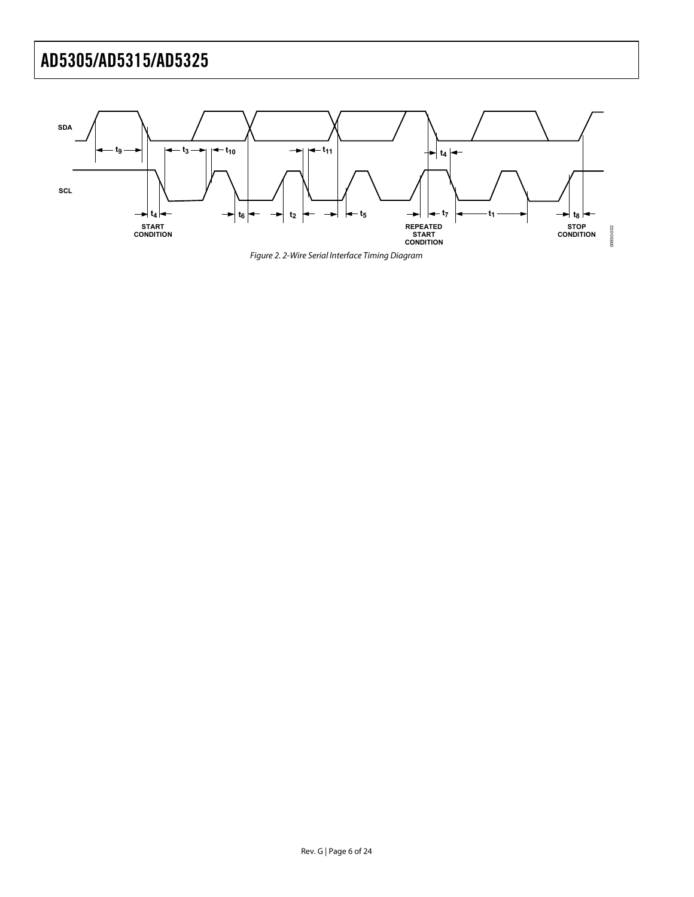SDA

SCL

$t_9$ $t_3$ $t_{10}$ $t_{11}$ $t_4$

$t_4$ $t_6$ $t_2$ $t_5$ $t_7$ $t_1$ $t_8$

START CONDITION

REPEATED START CONDITION

STOP CONDITION

00930-002

*Figure 2. 2-Wire Serial Interface Timing Diagram*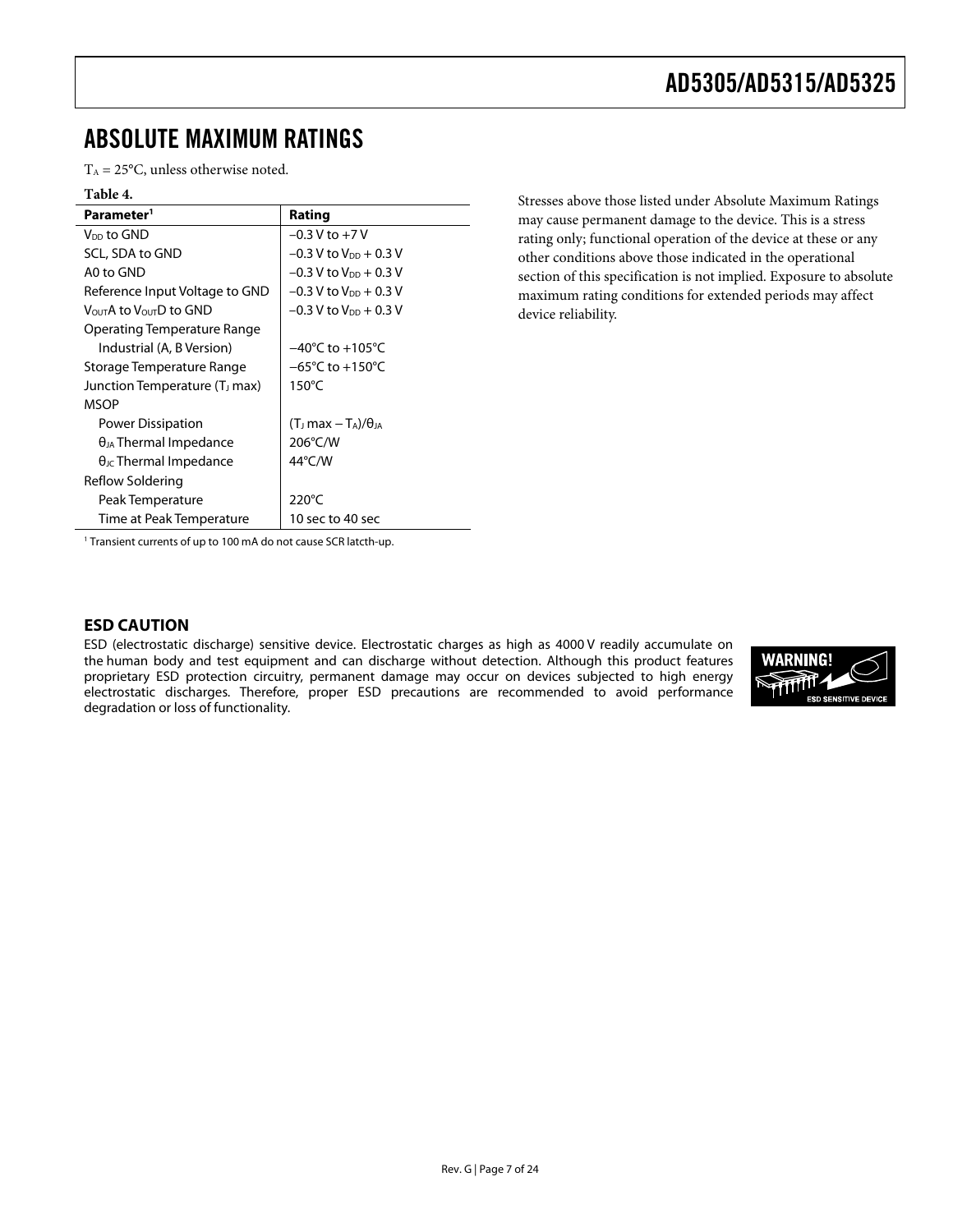# ABSOLUTE MAXIMUM RATINGS

$T_A = 25°C$, unless otherwise noted.

**Table 4.**

| Parameter[1] | Rating |
|---|---|
| $V_{DD}$ to GND | −0.3 V to +7 V |
| SCL, SDA to GND | −0.3 V to $V_{DD}$ + 0.3 V |
| A0 to GND | −0.3 V to $V_{DD}$ + 0.3 V |
| Reference Input Voltage to GND | −0.3 V to $V_{DD}$ + 0.3 V |
| $V_{OUT}$A to $V_{OUT}$D to GND | −0.3 V to $V_{DD}$ + 0.3 V |
| Operating Temperature Range | |
| Industrial (A, B Version) | −40°C to +105°C |
| Storage Temperature Range | −65°C to +150°C |
| Junction Temperature ($T_J$ max) | 150°C |
| MSOP | |
| Power Dissipation | $(T_J \max - T_A)/\theta_{JA}$ |
| $\theta_{JA}$ Thermal Impedance | 206°C/W |
| $\theta_{JC}$ Thermal Impedance | 44°C/W |
| Reflow Soldering | |
| Peak Temperature | 220°C |
| Time at Peak Temperature | 10 sec to 40 sec |

[1] Transient currents of up to 100 mA do not cause SCR latcth-up.

Stresses above those listed under Absolute Maximum Ratings may cause permanent damage to the device. This is a stress rating only; functional operation of the device at these or any other conditions above those indicated in the operational section of this specification is not implied. Exposure to absolute maximum rating conditions for extended periods may affect device reliability.

## ESD CAUTION

ESD (electrostatic discharge) sensitive device. Electrostatic charges as high as 4000 V readily accumulate on the human body and test equipment and can discharge without detection. Although this product features proprietary ESD protection circuitry, permanent damage may occur on devices subjected to high energy electrostatic discharges. Therefore, proper ESD precautions are recommended to avoid performance degradation or loss of functionality.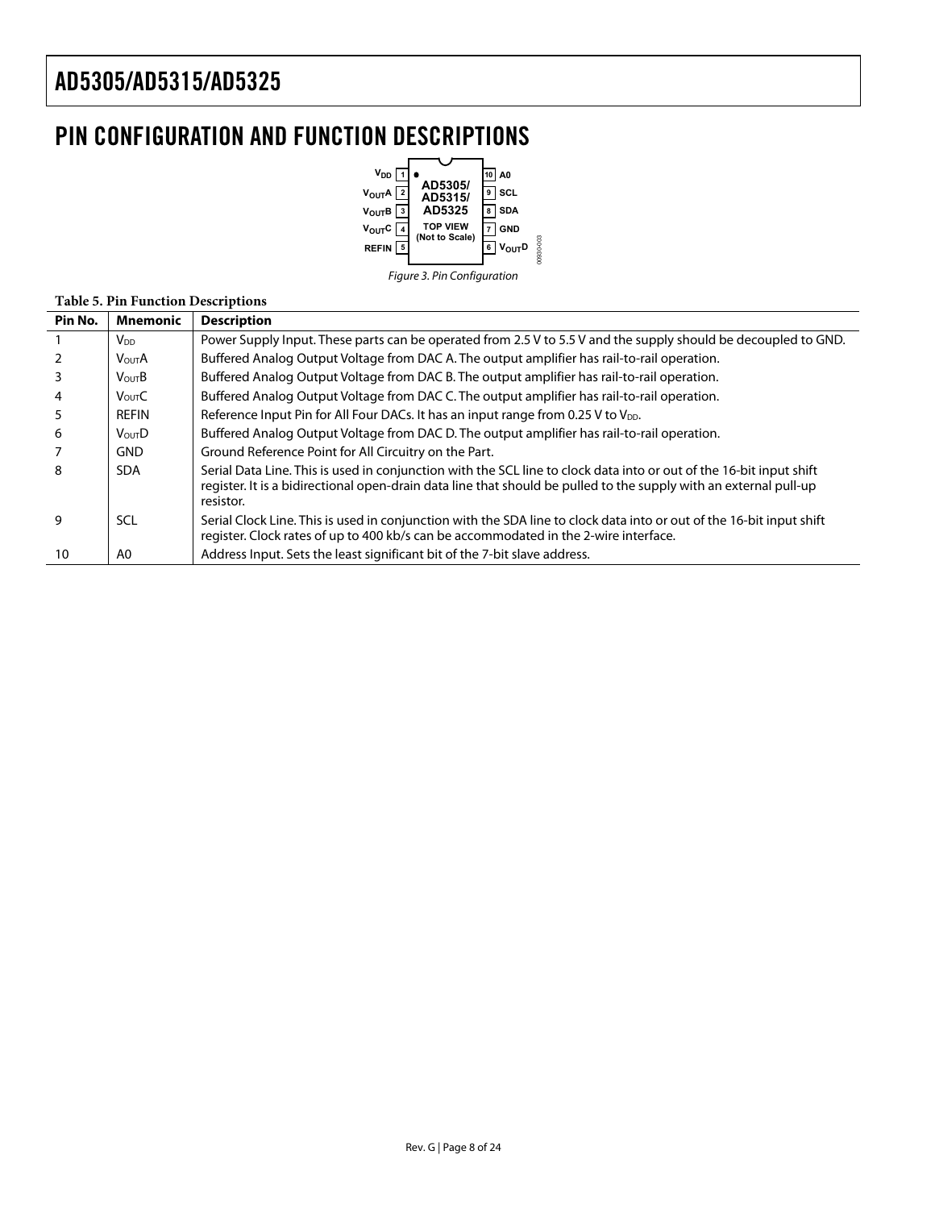## PIN CONFIGURATION AND FUNCTION DESCRIPTIONS

*Figure 3. Pin Configuration*

**Table 5. Pin Function Descriptions**

| Pin No. | Mnemonic | Description |
|---|---|---|
| 1 | $V_{DD}$ | Power Supply Input. These parts can be operated from 2.5 V to 5.5 V and the supply should be decoupled to GND. |
| 2 | $V_{OUT}$A | Buffered Analog Output Voltage from DAC A. The output amplifier has rail-to-rail operation. |
| 3 | $V_{OUT}$B | Buffered Analog Output Voltage from DAC B. The output amplifier has rail-to-rail operation. |
| 4 | $V_{OUT}$C | Buffered Analog Output Voltage from DAC C. The output amplifier has rail-to-rail operation. |
| 5 | REFIN | Reference Input Pin for All Four DACs. It has an input range from 0.25 V to $V_{DD}$. |
| 6 | $V_{OUT}$D | Buffered Analog Output Voltage from DAC D. The output amplifier has rail-to-rail operation. |
| 7 | GND | Ground Reference Point for All Circuitry on the Part. |
| 8 | SDA | Serial Data Line. This is used in conjunction with the SCL line to clock data into or out of the 16-bit input shift register. It is a bidirectional open-drain data line that should be pulled to the supply with an external pull-up resistor. |
| 9 | SCL | Serial Clock Line. This is used in conjunction with the SDA line to clock data into or out of the 16-bit input shift register. Clock rates of up to 400 kb/s can be accommodated in the 2-wire interface. |
| 10 | A0 | Address Input. Sets the least significant bit of the 7-bit slave address. |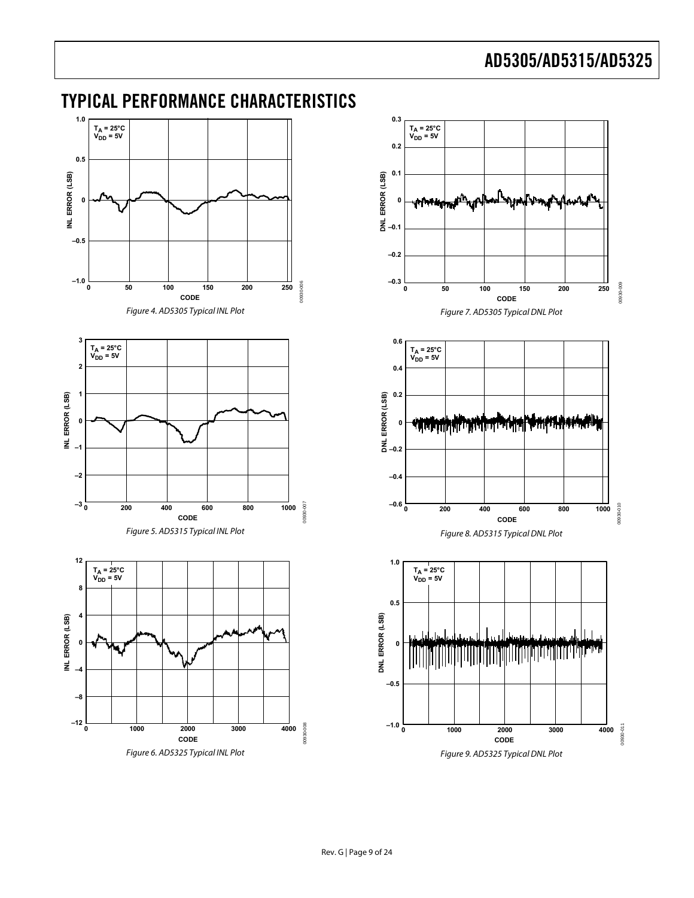# TYPICAL PERFORMANCE CHARACTERISTICS

Figure 4. AD5305 Typical INL Plot

Figure 5. AD5315 Typical INL Plot

Figure 6. AD5325 Typical INL Plot

Figure 7. AD5305 Typical DNL Plot

Figure 8. AD5315 Typical DNL Plot

Figure 9. AD5325 Typical DNL Plot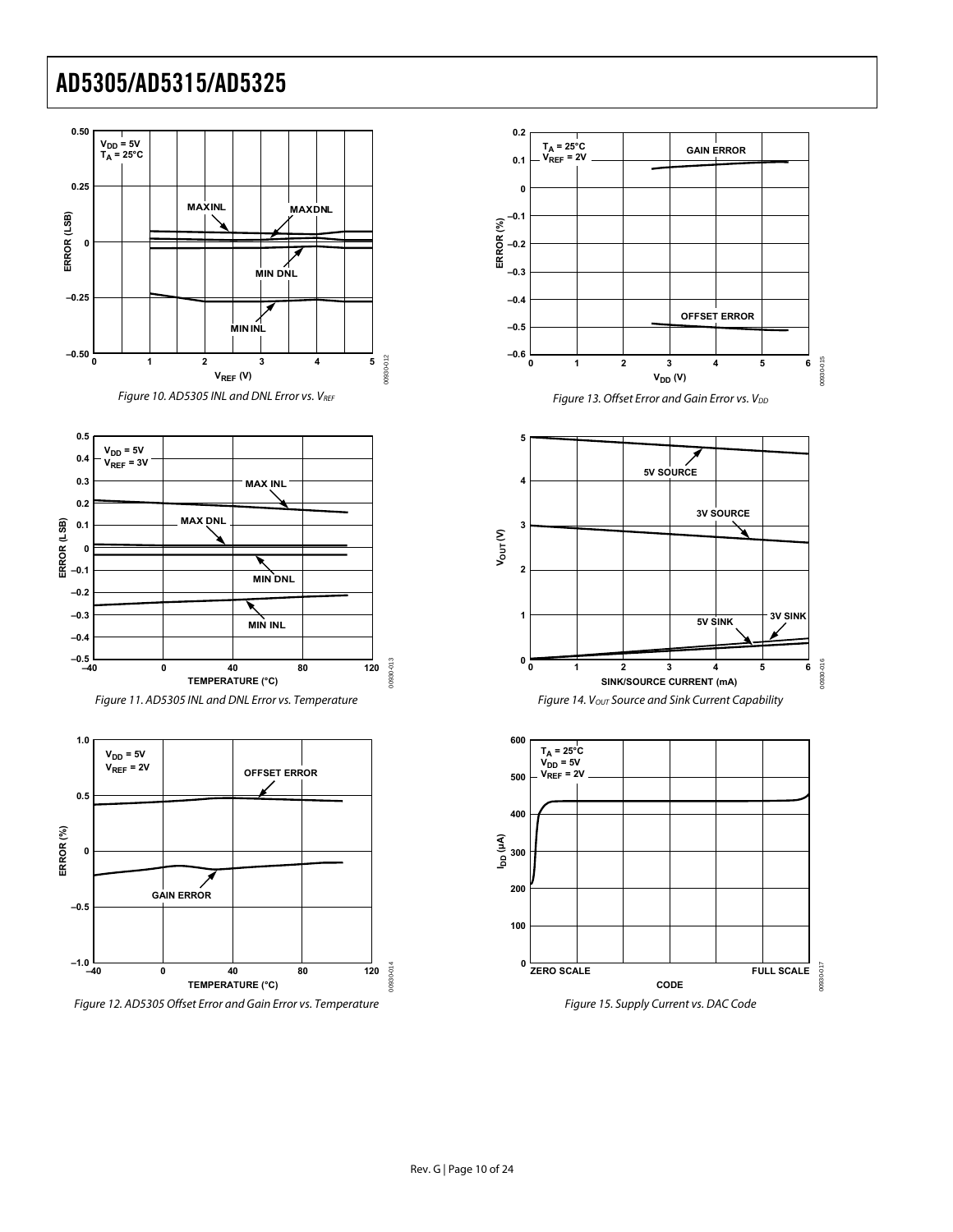Figure 10. AD5305 INL and DNL Error vs. $V_{REF}$

Figure 11. AD5305 INL and DNL Error vs. Temperature

Figure 12. AD5305 Offset Error and Gain Error vs. Temperature

Figure 13. Offset Error and Gain Error vs. $V_{DD}$

Figure 14. $V_{OUT}$ Source and Sink Current Capability

Figure 15. Supply Current vs. DAC Code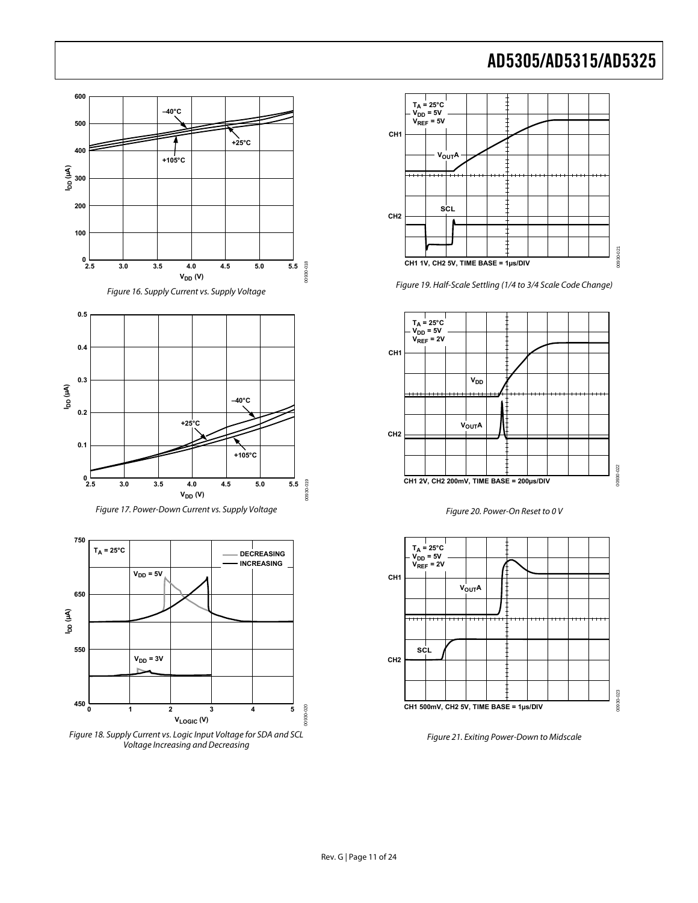Figure 16. Supply Current vs. Supply Voltage

Figure 17. Power-Down Current vs. Supply Voltage

Figure 18. Supply Current vs. Logic Input Voltage for SDA and SCL Voltage Increasing and Decreasing

Figure 19. Half-Scale Settling (1/4 to 3/4 Scale Code Change)

Figure 20. Power-On Reset to 0 V

Figure 21. Exiting Power-Down to Midscale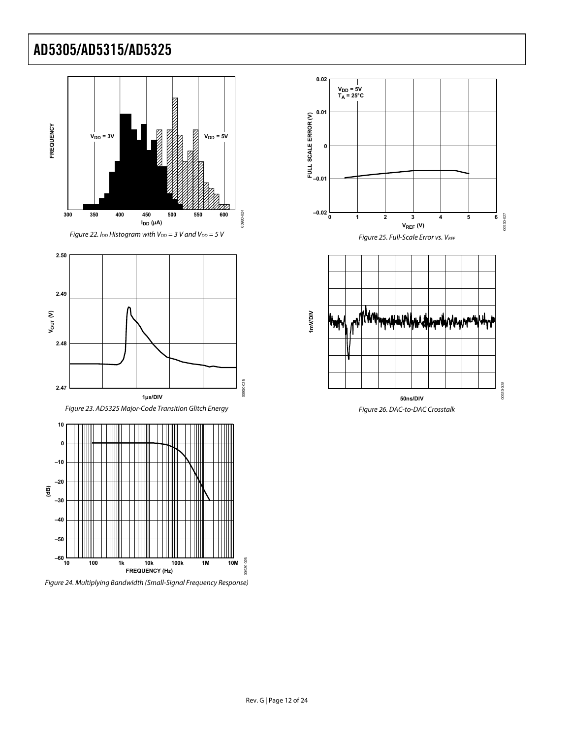Figure 22. $I_{DD}$ Histogram with $V_{DD}$ = 3 V and $V_{DD}$ = 5 V

Figure 23. AD5325 Major-Code Transition Glitch Energy

Figure 24. Multiplying Bandwidth (Small-Signal Frequency Response)

Figure 25. Full-Scale Error vs. $V_{REF}$

Figure 26. DAC-to-DAC Crosstalk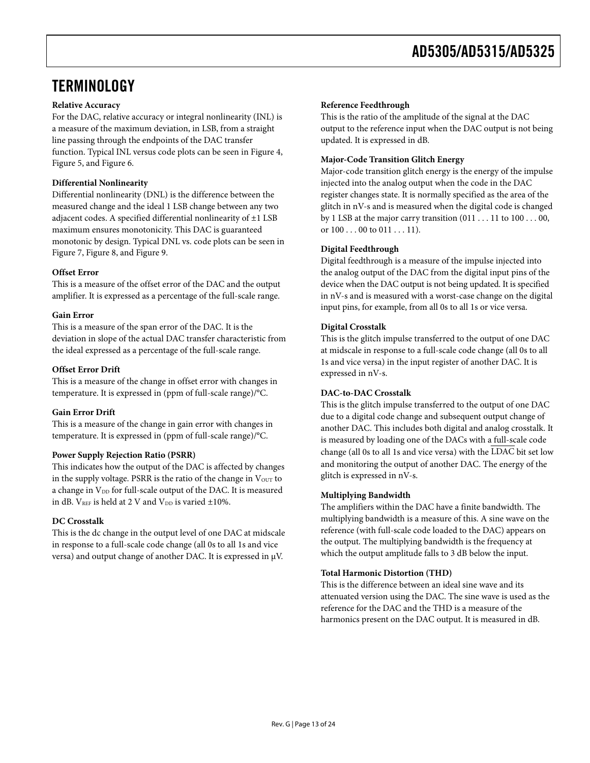# TERMINOLOGY

**Relative Accuracy**

For the DAC, relative accuracy or integral nonlinearity (INL) is a measure of the maximum deviation, in LSB, from a straight line passing through the endpoints of the DAC transfer function. Typical INL versus code plots can be seen in Figure 4, Figure 5, and Figure 6.

**Differential Nonlinearity**

Differential nonlinearity (DNL) is the difference between the measured change and the ideal 1 LSB change between any two adjacent codes. A specified differential nonlinearity of ±1 LSB maximum ensures monotonicity. This DAC is guaranteed monotonic by design. Typical DNL vs. code plots can be seen in Figure 7, Figure 8, and Figure 9.

**Offset Error**

This is a measure of the offset error of the DAC and the output amplifier. It is expressed as a percentage of the full-scale range.

**Gain Error**

This is a measure of the span error of the DAC. It is the deviation in slope of the actual DAC transfer characteristic from the ideal expressed as a percentage of the full-scale range.

**Offset Error Drift**

This is a measure of the change in offset error with changes in temperature. It is expressed in (ppm of full-scale range)/°C.

**Gain Error Drift**

This is a measure of the change in gain error with changes in temperature. It is expressed in (ppm of full-scale range)/°C.

**Power Supply Rejection Ratio (PSRR)**

This indicates how the output of the DAC is affected by changes in the supply voltage. PSRR is the ratio of the change in $V_{OUT}$ to a change in $V_{DD}$ for full-scale output of the DAC. It is measured in dB. $V_{REF}$ is held at 2 V and $V_{DD}$ is varied ±10%.

**DC Crosstalk**

This is the dc change in the output level of one DAC at midscale in response to a full-scale code change (all 0s to all 1s and vice versa) and output change of another DAC. It is expressed in μV.

**Reference Feedthrough**

This is the ratio of the amplitude of the signal at the DAC output to the reference input when the DAC output is not being updated. It is expressed in dB.

**Major-Code Transition Glitch Energy**

Major-code transition glitch energy is the energy of the impulse injected into the analog output when the code in the DAC register changes state. It is normally specified as the area of the glitch in nV-s and is measured when the digital code is changed by 1 LSB at the major carry transition (011 . . . 11 to 100 . . . 00, or 100 . . . 00 to 011 . . . 11).

**Digital Feedthrough**

Digital feedthrough is a measure of the impulse injected into the analog output of the DAC from the digital input pins of the device when the DAC output is not being updated. It is specified in nV-s and is measured with a worst-case change on the digital input pins, for example, from all 0s to all 1s or vice versa.

**Digital Crosstalk**

This is the glitch impulse transferred to the output of one DAC at midscale in response to a full-scale code change (all 0s to all 1s and vice versa) in the input register of another DAC. It is expressed in nV-s.

**DAC-to-DAC Crosstalk**

This is the glitch impulse transferred to the output of one DAC due to a digital code change and subsequent output change of another DAC. This includes both digital and analog crosstalk. It is measured by loading one of the DACs with a full-scale code change (all 0s to all 1s and vice versa) with the $\overline{\text{LDAC}}$ bit set low and monitoring the output of another DAC. The energy of the glitch is expressed in nV-s.

**Multiplying Bandwidth**

The amplifiers within the DAC have a finite bandwidth. The multiplying bandwidth is a measure of this. A sine wave on the reference (with full-scale code loaded to the DAC) appears on the output. The multiplying bandwidth is the frequency at which the output amplitude falls to 3 dB below the input.

**Total Harmonic Distortion (THD)**

This is the difference between an ideal sine wave and its attenuated version using the DAC. The sine wave is used as the reference for the DAC and the THD is a measure of the harmonics present on the DAC output. It is measured in dB.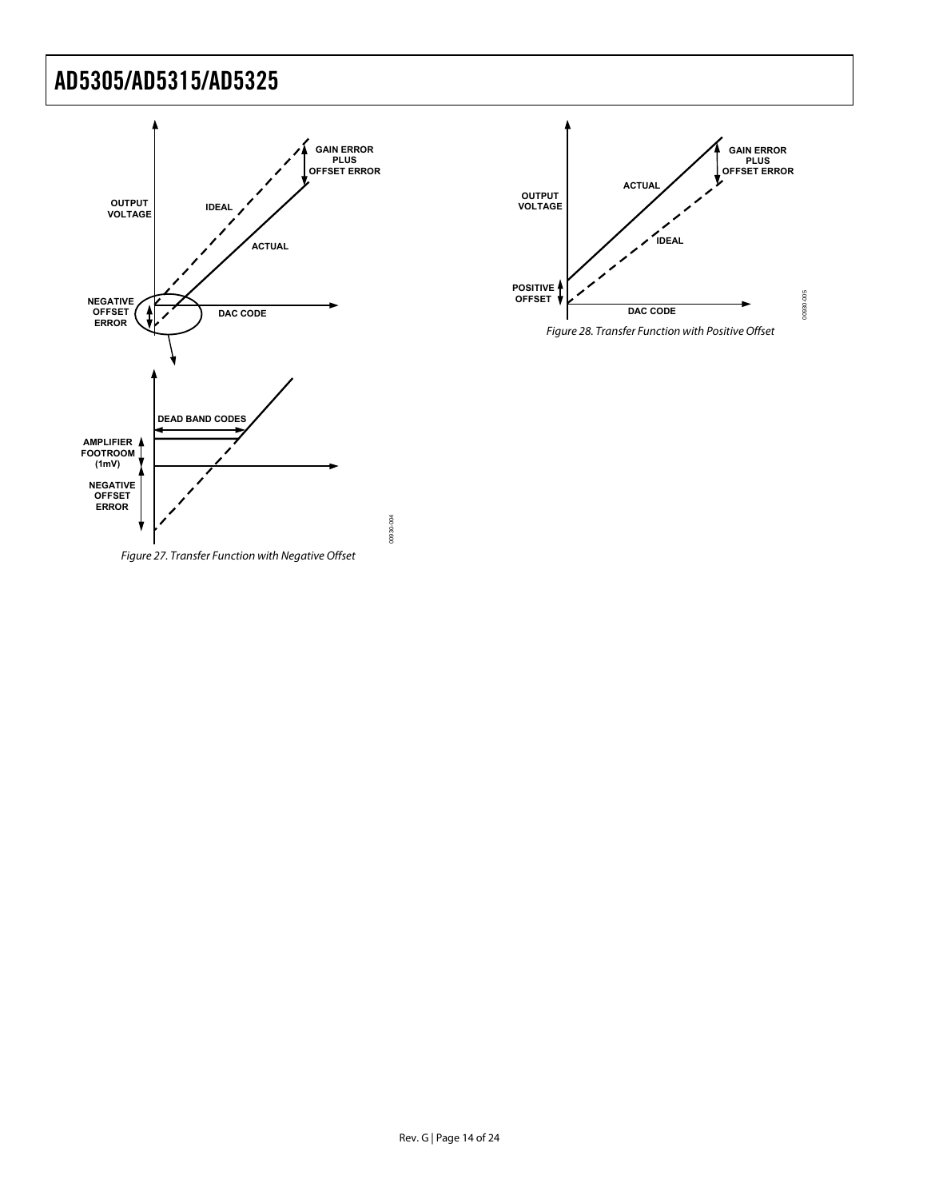OUTPUT VOLTAGE

IDEAL

ACTUAL

GAIN ERROR PLUS OFFSET ERROR

NEGATIVE OFFSET ERROR

DAC CODE

DEAD BAND CODES

AMPLIFIER FOOTROOM (1mV)

NEGATIVE OFFSET ERROR

Figure 27. Transfer Function with Negative Offset

OUTPUT VOLTAGE

ACTUAL

IDEAL

GAIN ERROR PLUS OFFSET ERROR

POSITIVE OFFSET

DAC CODE

Figure 28. Transfer Function with Positive Offset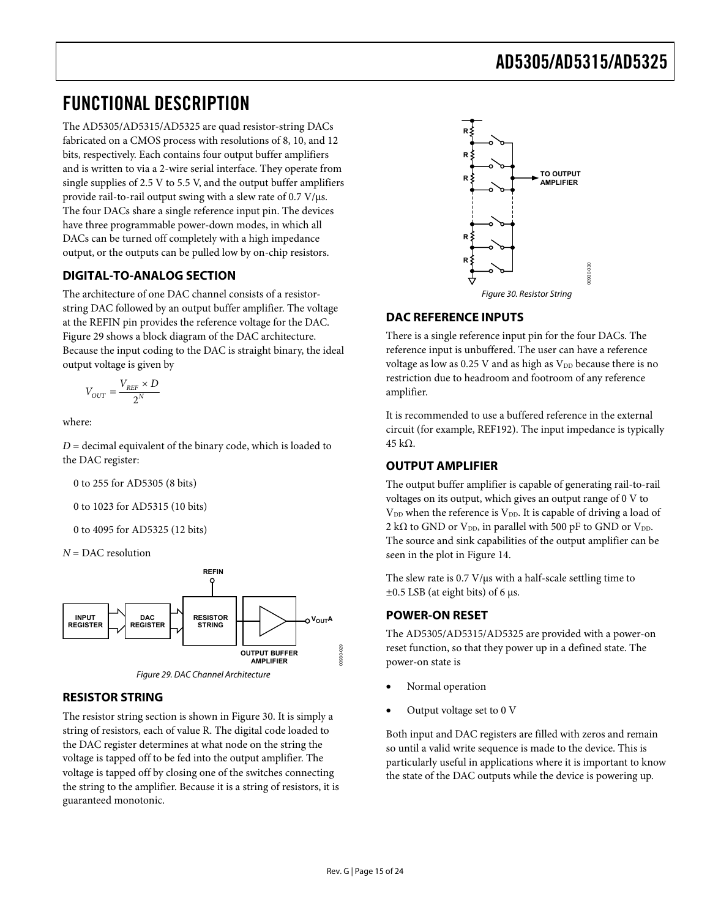# FUNCTIONAL DESCRIPTION

The AD5305/AD5315/AD5325 are quad resistor-string DACs fabricated on a CMOS process with resolutions of 8, 10, and 12 bits, respectively. Each contains four output buffer amplifiers and is written to via a 2-wire serial interface. They operate from single supplies of 2.5 V to 5.5 V, and the output buffer amplifiers provide rail-to-rail output swing with a slew rate of 0.7 V/µs. The four DACs share a single reference input pin. The devices have three programmable power-down modes, in which all DACs can be turned off completely with a high impedance output, or the outputs can be pulled low by on-chip resistors.

## DIGITAL-TO-ANALOG SECTION

The architecture of one DAC channel consists of a resistor-string DAC followed by an output buffer amplifier. The voltage at the REFIN pin provides the reference voltage for the DAC. Figure 29 shows a block diagram of the DAC architecture. Because the input coding to the DAC is straight binary, the ideal output voltage is given by

$$V_{OUT} = \frac{V_{REF} \times D}{2^N}$$

where:

$D$ = decimal equivalent of the binary code, which is loaded to the DAC register:

0 to 255 for AD5305 (8 bits)

0 to 1023 for AD5315 (10 bits)

0 to 4095 for AD5325 (12 bits)

$N$ = DAC resolution

Figure 29. DAC Channel Architecture

## RESISTOR STRING

The resistor string section is shown in Figure 30. It is simply a string of resistors, each of value R. The digital code loaded to the DAC register determines at what node on the string the voltage is tapped off to be fed into the output amplifier. The voltage is tapped off by closing one of the switches connecting the string to the amplifier. Because it is a string of resistors, it is guaranteed monotonic.

Figure 30. Resistor String

## DAC REFERENCE INPUTS

There is a single reference input pin for the four DACs. The reference input is unbuffered. The user can have a reference voltage as low as 0.25 V and as high as $V_{DD}$ because there is no restriction due to headroom and footroom of any reference amplifier.

It is recommended to use a buffered reference in the external circuit (for example, REF192). The input impedance is typically 45 kΩ.

## OUTPUT AMPLIFIER

The output buffer amplifier is capable of generating rail-to-rail voltages on its output, which gives an output range of 0 V to $V_{DD}$ when the reference is $V_{DD}$. It is capable of driving a load of 2 kΩ to GND or $V_{DD}$, in parallel with 500 pF to GND or $V_{DD}$. The source and sink capabilities of the output amplifier can be seen in the plot in Figure 14.

The slew rate is 0.7 V/µs with a half-scale settling time to ±0.5 LSB (at eight bits) of 6 µs.

## POWER-ON RESET

The AD5305/AD5315/AD5325 are provided with a power-on reset function, so that they power up in a defined state. The power-on state is

- Normal operation
- Output voltage set to 0 V

Both input and DAC registers are filled with zeros and remain so until a valid write sequence is made to the device. This is particularly useful in applications where it is important to know the state of the DAC outputs while the device is powering up.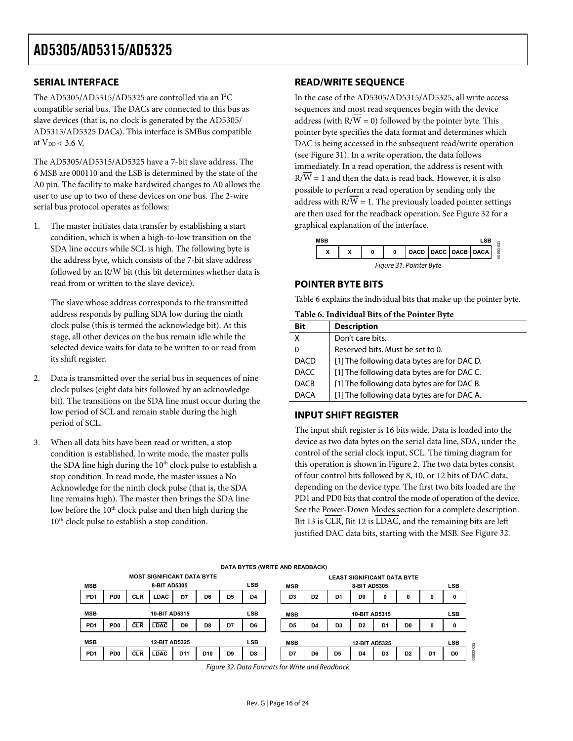## SERIAL INTERFACE

The AD5305/AD5315/AD5325 are controlled via an I²C compatible serial bus. The DACs are connected to this bus as slave devices (that is, no clock is generated by the AD5305/AD5315/AD5325 DACs). This interface is SMBus compatible at $V_{DD}$ < 3.6 V.

The AD5305/AD5315/AD5325 have a 7-bit slave address. The 6 MSB are 000110 and the LSB is determined by the state of the A0 pin. The facility to make hardwired changes to A0 allows the user to use up to two of these devices on one bus. The 2-wire serial bus protocol operates as follows:

1. The master initiates data transfer by establishing a start condition, which is when a high-to-low transition on the SDA line occurs while SCL is high. The following byte is the address byte, which consists of the 7-bit slave address followed by an R/$\overline{W}$ bit (this bit determines whether data is read from or written to the slave device).

   The slave whose address corresponds to the transmitted address responds by pulling SDA low during the ninth clock pulse (this is termed the acknowledge bit). At this stage, all other devices on the bus remain idle while the selected device waits for data to be written to or read from its shift register.

2. Data is transmitted over the serial bus in sequences of nine clock pulses (eight data bits followed by an acknowledge bit). The transitions on the SDA line must occur during the low period of SCL and remain stable during the high period of SCL.

3. When all data bits have been read or written, a stop condition is established. In write mode, the master pulls the SDA line high during the 10th clock pulse to establish a stop condition. In read mode, the master issues a No Acknowledge for the ninth clock pulse (that is, the SDA line remains high). The master then brings the SDA line low before the 10th clock pulse and then high during the 10th clock pulse to establish a stop condition.

## READ/WRITE SEQUENCE

In the case of the AD5305/AD5315/AD5325, all write access sequences and most read sequences begin with the device address (with R/$\overline{W}$ = 0) followed by the pointer byte. This pointer byte specifies the data format and determines which DAC is being accessed in the subsequent read/write operation (see Figure 31). In a write operation, the data follows immediately. In a read operation, the address is resent with R/$\overline{W}$ = 1 and then the data is read back. However, it is also possible to perform a read operation by sending only the address with R/$\overline{W}$ = 1. The previously loaded pointer settings are then used for the readback operation. See Figure 32 for a graphical explanation of the interface.

| MSB | | | | | | | LSB |
|---|---|---|---|---|---|---|---|
| X | X | 0 | 0 | DACD | DACC | DACB | DACA |

*Figure 31. Pointer Byte*

## POINTER BYTE BITS

Table 6 explains the individual bits that make up the pointer byte.

**Table 6. Individual Bits of the Pointer Byte**

| Bit | Description |
|---|---|
| X | Don't care bits. |
| 0 | Reserved bits. Must be set to 0. |
| DACD | [1] The following data bytes are for DAC D. |
| DACC | [1] The following data bytes are for DAC C. |
| DACB | [1] The following data bytes are for DAC B. |
| DACA | [1] The following data bytes are for DAC A. |

## INPUT SHIFT REGISTER

The input shift register is 16 bits wide. Data is loaded into the device as two data bytes on the serial data line, SDA, under the control of the serial clock input, SCL. The timing diagram for this operation is shown in Figure 2. The two data bytes consist of four control bits followed by 8, 10, or 12 bits of DAC data, depending on the device type. The first two bits loaded are the PD1 and PD0 bits that control the mode of operation of the device. See the Power-Down Modes section for a complete description. Bit 13 is $\overline{CLR}$, Bit 12 is $\overline{LDAC}$, and the remaining bits are left justified DAC data bits, starting with the MSB. See Figure 32.

**DATA BYTES (WRITE AND READBACK)**

| Device | MOST SIGNIFICANT DATA BYTE (MSB) | | | | | | | (LSB) | LEAST SIGNIFICANT DATA BYTE (MSB) | | | | | | | (LSB) |
|---|---|---|---|---|---|---|---|---|---|---|---|---|---|---|---|---|
| 8-BIT AD5305 | PD1 | PD0 | $\overline{CLR}$ | $\overline{LDAC}$ | D7 | D6 | D5 | D4 | D3 | D2 | D1 | D0 | 0 | 0 | 0 | 0 |
| 10-BIT AD5315 | PD1 | PD0 | $\overline{CLR}$ | $\overline{LDAC}$ | D9 | D8 | D7 | D6 | D5 | D4 | D3 | D2 | D1 | D0 | 0 | 0 |
| 12-BIT AD5325 | PD1 | PD0 | $\overline{CLR}$ | $\overline{LDAC}$ | D11 | D10 | D9 | D8 | D7 | D6 | D5 | D4 | D3 | D2 | D1 | D0 |

*Figure 32. Data Formats for Write and Readback*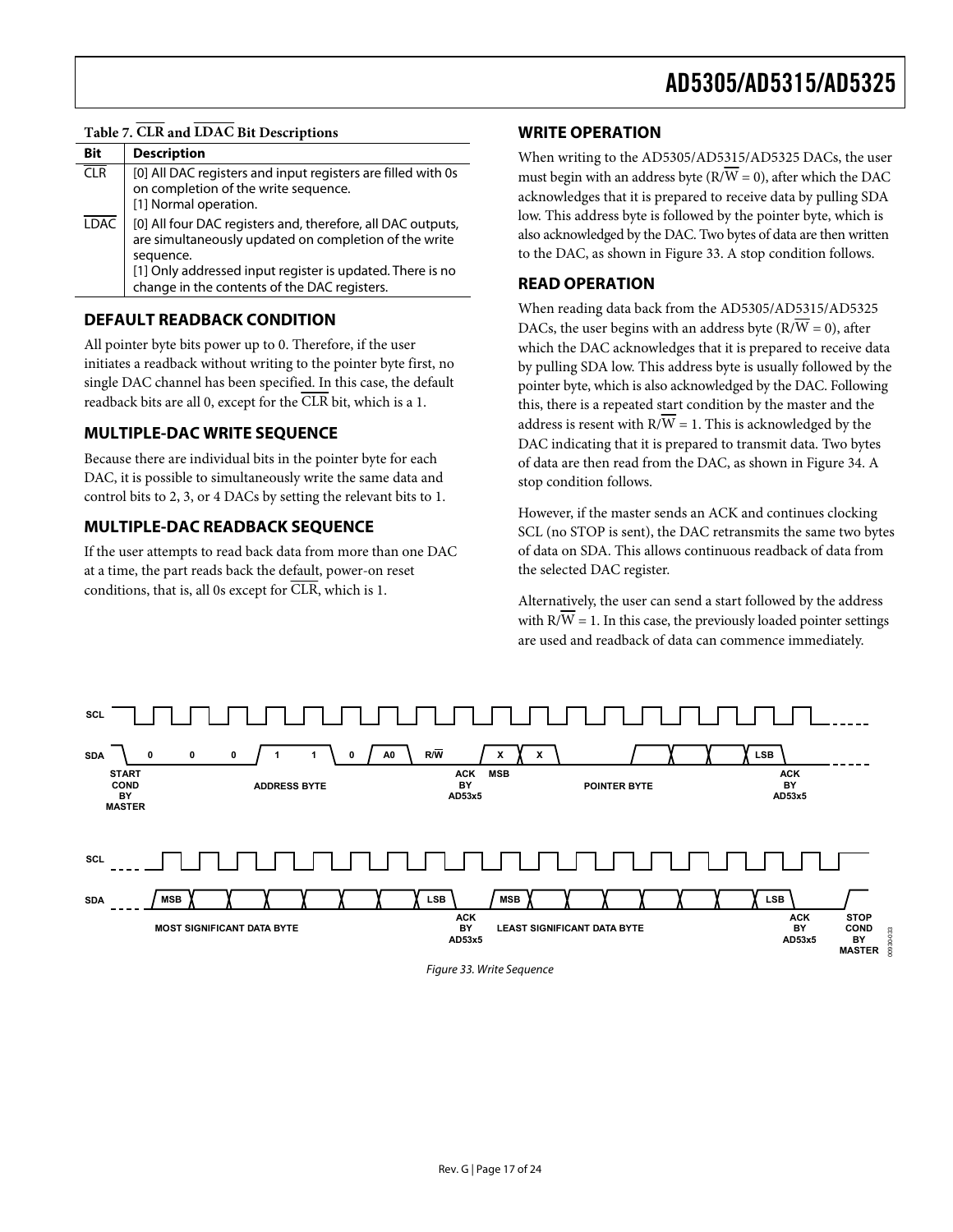Table 7. $\overline{\text{CLR}}$ and $\overline{\text{LDAC}}$ Bit Descriptions

| Bit | Description |
|---|---|
| $\overline{\text{CLR}}$ | [0] All DAC registers and input registers are filled with 0s on completion of the write sequence. [1] Normal operation. |
| $\overline{\text{LDAC}}$ | [0] All four DAC registers and, therefore, all DAC outputs, are simultaneously updated on completion of the write sequence. [1] Only addressed input register is updated. There is no change in the contents of the DAC registers. |

## DEFAULT READBACK CONDITION

All pointer byte bits power up to 0. Therefore, if the user initiates a readback without writing to the pointer byte first, no single DAC channel has been specified. In this case, the default readback bits are all 0, except for the $\overline{\text{CLR}}$ bit, which is a 1.

## MULTIPLE-DAC WRITE SEQUENCE

Because there are individual bits in the pointer byte for each DAC, it is possible to simultaneously write the same data and control bits to 2, 3, or 4 DACs by setting the relevant bits to 1.

## MULTIPLE-DAC READBACK SEQUENCE

If the user attempts to read back data from more than one DAC at a time, the part reads back the default, power-on reset conditions, that is, all 0s except for $\overline{\text{CLR}}$, which is 1.

## WRITE OPERATION

When writing to the AD5305/AD5315/AD5325 DACs, the user must begin with an address byte (R/$\overline{\text{W}}$ = 0), after which the DAC acknowledges that it is prepared to receive data by pulling SDA low. This address byte is followed by the pointer byte, which is also acknowledged by the DAC. Two bytes of data are then written to the DAC, as shown in Figure 33. A stop condition follows.

## READ OPERATION

When reading data back from the AD5305/AD5315/AD5325 DACs, the user begins with an address byte (R/$\overline{\text{W}}$ = 0), after which the DAC acknowledges that it is prepared to receive data by pulling SDA low. This address byte is usually followed by the pointer byte, which is also acknowledged by the DAC. Following this, there is a repeated start condition by the master and the address is resent with R/$\overline{\text{W}}$ = 1. This is acknowledged by the DAC indicating that it is prepared to transmit data. Two bytes of data are then read from the DAC, as shown in Figure 34. A stop condition follows.

However, if the master sends an ACK and continues clocking SCL (no STOP is sent), the DAC retransmits the same two bytes of data on SDA. This allows continuous readback of data from the selected DAC register.

Alternatively, the user can send a start followed by the address with R/$\overline{\text{W}}$ = 1. In this case, the previously loaded pointer settings are used and readback of data can commence immediately.

SCL

SDA 0 0 0 1 1 0 A0 R/$\overline{\text{W}}$ X X LSB

START COND BY MASTER — ADDRESS BYTE — ACK BY AD53x5 — MSB — POINTER BYTE — ACK BY AD53x5

SCL

SDA MSB LSB MSB LSB

MOST SIGNIFICANT DATA BYTE — ACK BY AD53x5 — LEAST SIGNIFICANT DATA BYTE — ACK BY AD53x5 — STOP COND BY MASTER

Figure 33. Write Sequence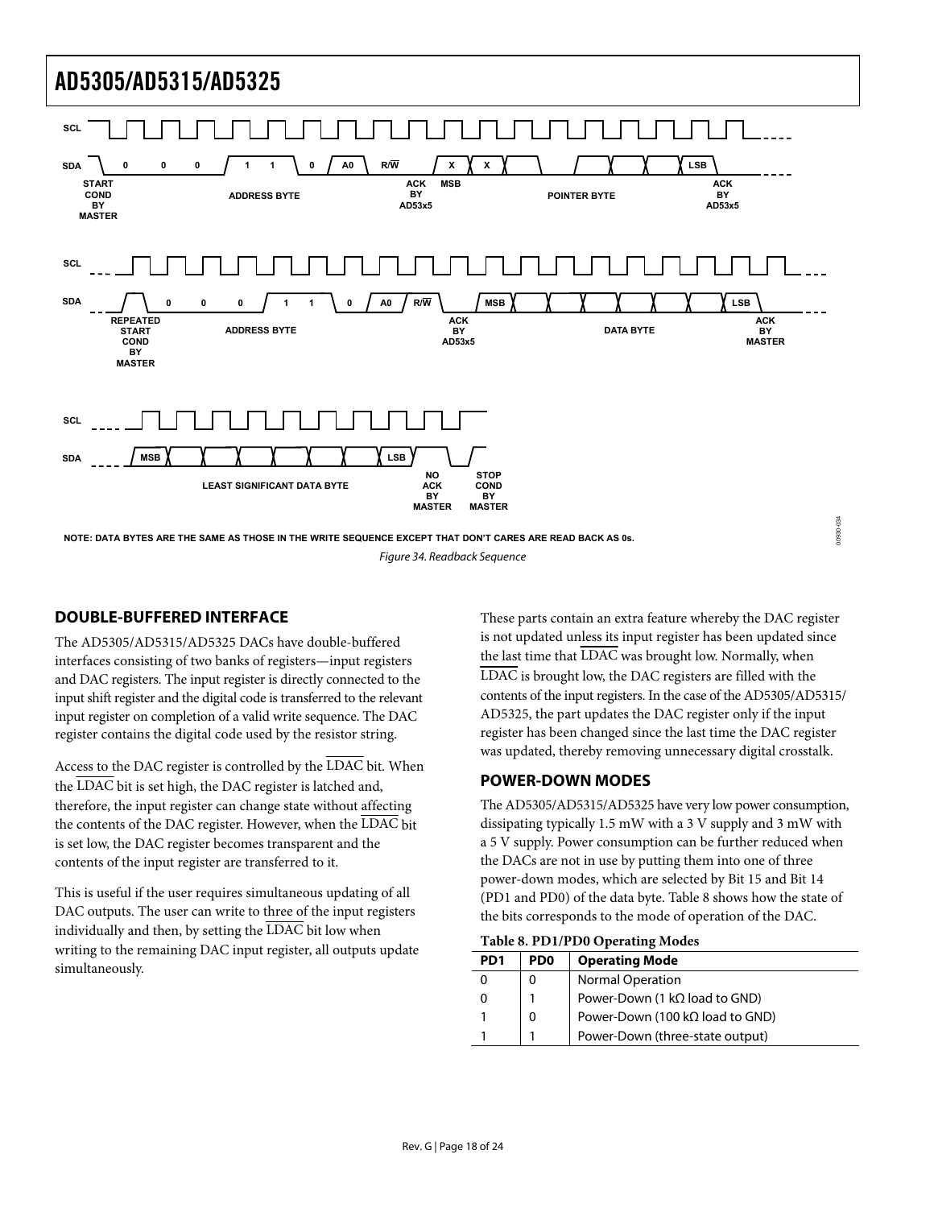NOTE: DATA BYTES ARE THE SAME AS THOSE IN THE WRITE SEQUENCE EXCEPT THAT DON'T CARES ARE READ BACK AS 0s.

*Figure 34. Readback Sequence*

## DOUBLE-BUFFERED INTERFACE

The AD5305/AD5315/AD5325 DACs have double-buffered interfaces consisting of two banks of registers—input registers and DAC registers. The input register is directly connected to the input shift register and the digital code is transferred to the relevant input register on completion of a valid write sequence. The DAC register contains the digital code used by the resistor string.

Access to the DAC register is controlled by the $\overline{\text{LDAC}}$ bit. When the $\overline{\text{LDAC}}$ bit is set high, the DAC register is latched and, therefore, the input register can change state without affecting the contents of the DAC register. However, when the $\overline{\text{LDAC}}$ bit is set low, the DAC register becomes transparent and the contents of the input register are transferred to it.

This is useful if the user requires simultaneous updating of all DAC outputs. The user can write to three of the input registers individually and then, by setting the $\overline{\text{LDAC}}$ bit low when writing to the remaining DAC input register, all outputs update simultaneously.

These parts contain an extra feature whereby the DAC register is not updated unless its input register has been updated since the last time that $\overline{\text{LDAC}}$ was brought low. Normally, when $\overline{\text{LDAC}}$ is brought low, the DAC registers are filled with the contents of the input registers. In the case of the AD5305/AD5315/AD5325, the part updates the DAC register only if the input register has been changed since the last time the DAC register was updated, thereby removing unnecessary digital crosstalk.

## POWER-DOWN MODES

The AD5305/AD5315/AD5325 have very low power consumption, dissipating typically 1.5 mW with a 3 V supply and 3 mW with a 5 V supply. Power consumption can be further reduced when the DACs are not in use by putting them into one of three power-down modes, which are selected by Bit 15 and Bit 14 (PD1 and PD0) of the data byte. Table 8 shows how the state of the bits corresponds to the mode of operation of the DAC.

**Table 8. PD1/PD0 Operating Modes**

| PD1 | PD0 | Operating Mode |
|---|---|---|
| 0 | 0 | Normal Operation |
| 0 | 1 | Power-Down (1 kΩ load to GND) |
| 1 | 0 | Power-Down (100 kΩ load to GND) |
| 1 | 1 | Power-Down (three-state output) |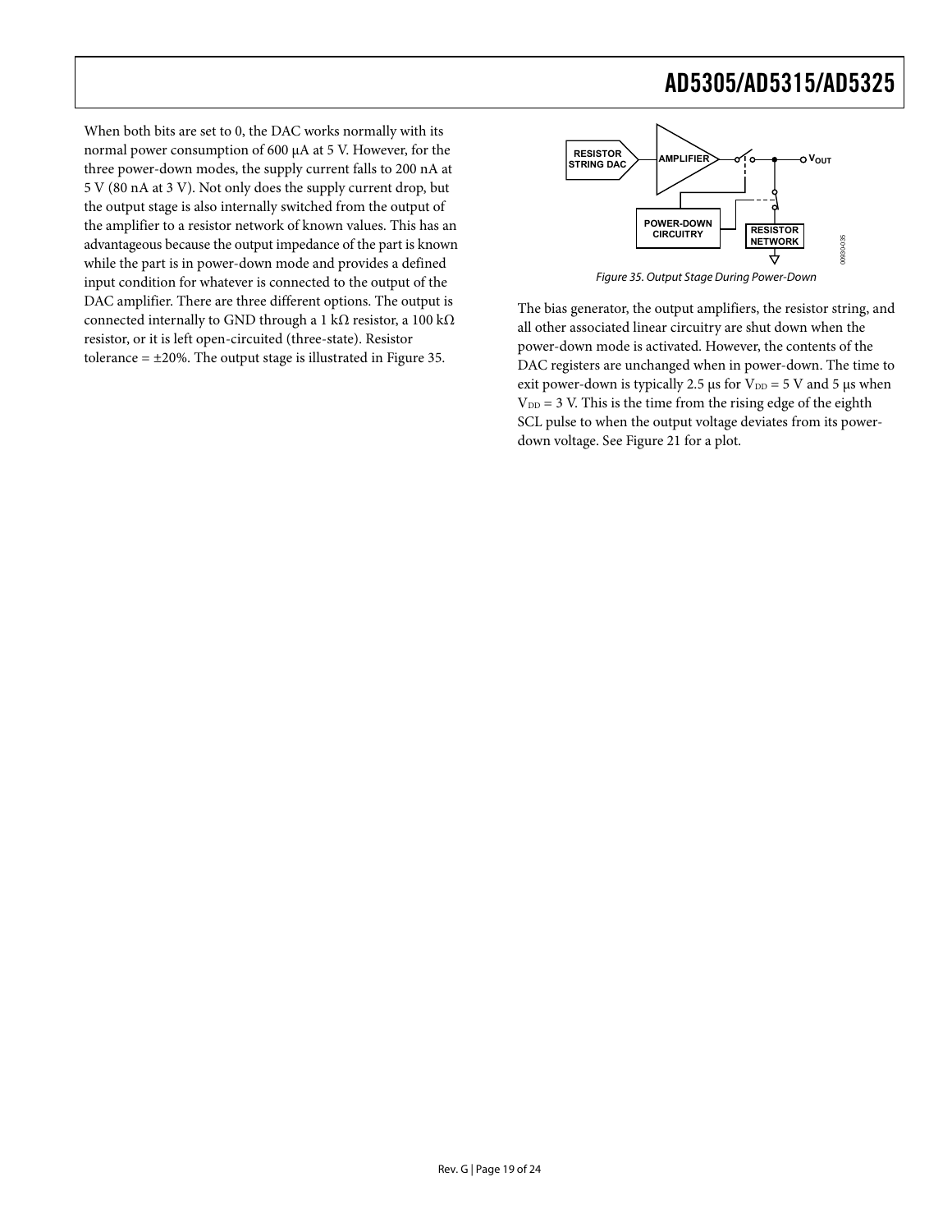When both bits are set to 0, the DAC works normally with its normal power consumption of 600 µA at 5 V. However, for the three power-down modes, the supply current falls to 200 nA at 5 V (80 nA at 3 V). Not only does the supply current drop, but the output stage is also internally switched from the output of the amplifier to a resistor network of known values. This has an advantageous because the output impedance of the part is known while the part is in power-down mode and provides a defined input condition for whatever is connected to the output of the DAC amplifier. There are three different options. The output is connected internally to GND through a 1 kΩ resistor, a 100 kΩ resistor, or it is left open-circuited (three-state). Resistor tolerance = ±20%. The output stage is illustrated in Figure 35.

*Figure 35. Output Stage During Power-Down*

The bias generator, the output amplifiers, the resistor string, and all other associated linear circuitry are shut down when the power-down mode is activated. However, the contents of the DAC registers are unchanged when in power-down. The time to exit power-down is typically 2.5 µs for $V_{DD}$ = 5 V and 5 µs when $V_{DD}$ = 3 V. This is the time from the rising edge of the eighth SCL pulse to when the output voltage deviates from its power-down voltage. See Figure 21 for a plot.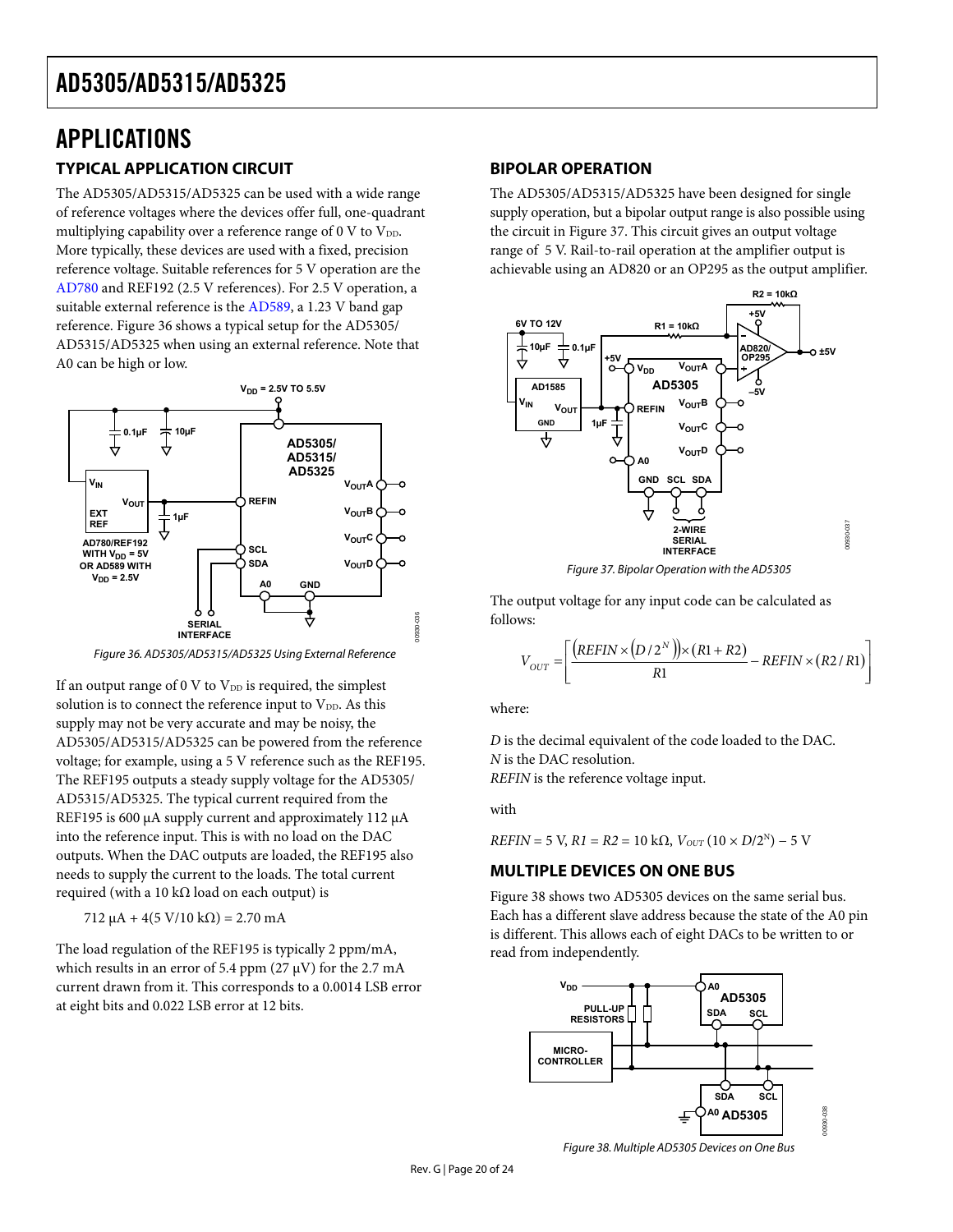# APPLICATIONS

## TYPICAL APPLICATION CIRCUIT

The AD5305/AD5315/AD5325 can be used with a wide range of reference voltages where the devices offer full, one-quadrant multiplying capability over a reference range of 0 V to $V_{DD}$. More typically, these devices are used with a fixed, precision reference voltage. Suitable references for 5 V operation are the AD780 and REF192 (2.5 V references). For 2.5 V operation, a suitable external reference is the AD589, a 1.23 V band gap reference. Figure 36 shows a typical setup for the AD5305/ AD5315/AD5325 when using an external reference. Note that A0 can be high or low.

Figure 36. AD5305/AD5315/AD5325 Using External Reference

If an output range of 0 V to $V_{DD}$ is required, the simplest solution is to connect the reference input to $V_{DD}$. As this supply may not be very accurate and may be noisy, the AD5305/AD5315/AD5325 can be powered from the reference voltage; for example, using a 5 V reference such as the REF195. The REF195 outputs a steady supply voltage for the AD5305/ AD5315/AD5325. The typical current required from the REF195 is 600 µA supply current and approximately 112 µA into the reference input. This is with no load on the DAC outputs. When the DAC outputs are loaded, the REF195 also needs to supply the current to the loads. The total current required (with a 10 kΩ load on each output) is

712 µA + 4(5 V/10 kΩ) = 2.70 mA

The load regulation of the REF195 is typically 2 ppm/mA, which results in an error of 5.4 ppm (27 µV) for the 2.7 mA current drawn from it. This corresponds to a 0.0014 LSB error at eight bits and 0.022 LSB error at 12 bits.

## BIPOLAR OPERATION

The AD5305/AD5315/AD5325 have been designed for single supply operation, but a bipolar output range is also possible using the circuit in Figure 37. This circuit gives an output voltage range of ±5 V. Rail-to-rail operation at the amplifier output is achievable using an AD820 or an OP295 as the output amplifier.

Figure 37. Bipolar Operation with the AD5305

The output voltage for any input code can be calculated as follows:

$$V_{OUT} = \left[ \frac{\left(REFIN \times \left(D/2^N\right)\right) \times (R1 + R2)}{R1} - REFIN \times (R2/R1) \right]$$

where:

*D* is the decimal equivalent of the code loaded to the DAC.
*N* is the DAC resolution.
*REFIN* is the reference voltage input.

with

$REFIN$ = 5 V, $R1 = R2$ = 10 kΩ, $V_{OUT}$ (10 × $D/2^N$) − 5 V

## MULTIPLE DEVICES ON ONE BUS

Figure 38 shows two AD5305 devices on the same serial bus. Each has a different slave address because the state of the A0 pin is different. This allows each of eight DACs to be written to or read from independently.

Figure 38. Multiple AD5305 Devices on One Bus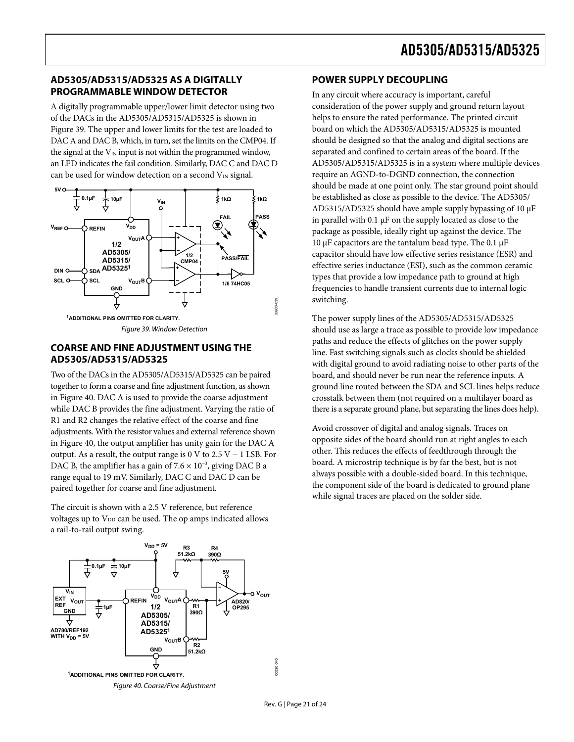## AD5305/AD5315/AD5325 AS A DIGITALLY PROGRAMMABLE WINDOW DETECTOR

A digitally programmable upper/lower limit detector using two of the DACs in the AD5305/AD5315/AD5325 is shown in Figure 39. The upper and lower limits for the test are loaded to DAC A and DAC B, which, in turn, set the limits on the CMP04. If the signal at the $V_{IN}$ input is not within the programmed window, an LED indicates the fail condition. Similarly, DAC C and DAC D can be used for window detection on a second $V_{IN}$ signal.

[1]ADDITIONAL PINS OMITTED FOR CLARITY.

*Figure 39. Window Detection*

## COARSE AND FINE ADJUSTMENT USING THE AD5305/AD5315/AD5325

Two of the DACs in the AD5305/AD5315/AD5325 can be paired together to form a coarse and fine adjustment function, as shown in Figure 40. DAC A is used to provide the coarse adjustment while DAC B provides the fine adjustment. Varying the ratio of R1 and R2 changes the relative effect of the coarse and fine adjustments. With the resistor values and external reference shown in Figure 40, the output amplifier has unity gain for the DAC A output. As a result, the output range is 0 V to 2.5 V − 1 LSB. For DAC B, the amplifier has a gain of $7.6 \times 10^{-3}$, giving DAC B a range equal to 19 mV. Similarly, DAC C and DAC D can be paired together for coarse and fine adjustment.

The circuit is shown with a 2.5 V reference, but reference voltages up to $V_{DD}$ can be used. The op amps indicated allows a rail-to-rail output swing.

[1]ADDITIONAL PINS OMITTED FOR CLARITY.

*Figure 40. Coarse/Fine Adjustment*

## POWER SUPPLY DECOUPLING

In any circuit where accuracy is important, careful consideration of the power supply and ground return layout helps to ensure the rated performance. The printed circuit board on which the AD5305/AD5315/AD5325 is mounted should be designed so that the analog and digital sections are separated and confined to certain areas of the board. If the AD5305/AD5315/AD5325 is in a system where multiple devices require an AGND-to-DGND connection, the connection should be made at one point only. The star ground point should be established as close as possible to the device. The AD5305/AD5315/AD5325 should have ample supply bypassing of 10 µF in parallel with 0.1 µF on the supply located as close to the package as possible, ideally right up against the device. The 10 µF capacitors are the tantalum bead type. The 0.1 µF capacitor should have low effective series resistance (ESR) and effective series inductance (ESI), such as the common ceramic types that provide a low impedance path to ground at high frequencies to handle transient currents due to internal logic switching.

The power supply lines of the AD5305/AD5315/AD5325 should use as large a trace as possible to provide low impedance paths and reduce the effects of glitches on the power supply line. Fast switching signals such as clocks should be shielded with digital ground to avoid radiating noise to other parts of the board, and should never be run near the reference inputs. A ground line routed between the SDA and SCL lines helps reduce crosstalk between them (not required on a multilayer board as there is a separate ground plane, but separating the lines does help).

Avoid crossover of digital and analog signals. Traces on opposite sides of the board should run at right angles to each other. This reduces the effects of feedthrough through the board. A microstrip technique is by far the best, but is not always possible with a double-sided board. In this technique, the component side of the board is dedicated to ground plane while signal traces are placed on the solder side.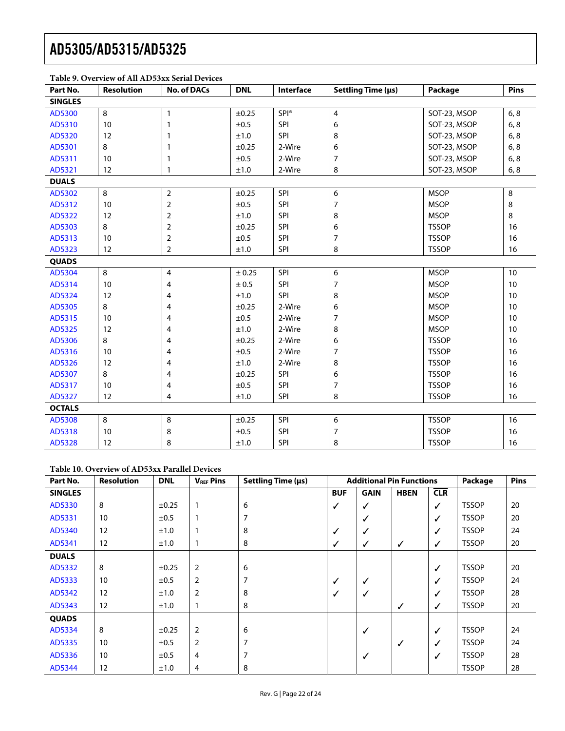**Table 9. Overview of All AD53xx Serial Devices**

| Part No. | Resolution | No. of DACs | DNL | Interface | Settling Time (µs) | Package | Pins |
|---|---|---|---|---|---|---|---|
| **SINGLES** | | | | | | | |
| AD5300 | 8 | 1 | ±0.25 | SPI® | 4 | SOT-23, MSOP | 6, 8 |
| AD5310 | 10 | 1 | ±0.5 | SPI | 6 | SOT-23, MSOP | 6, 8 |
| AD5320 | 12 | 1 | ±1.0 | SPI | 8 | SOT-23, MSOP | 6, 8 |
| AD5301 | 8 | 1 | ±0.25 | 2-Wire | 6 | SOT-23, MSOP | 6, 8 |
| AD5311 | 10 | 1 | ±0.5 | 2-Wire | 7 | SOT-23, MSOP | 6, 8 |
| AD5321 | 12 | 1 | ±1.0 | 2-Wire | 8 | SOT-23, MSOP | 6, 8 |
| **DUALS** | | | | | | | |
| AD5302 | 8 | 2 | ±0.25 | SPI | 6 | MSOP | 8 |
| AD5312 | 10 | 2 | ±0.5 | SPI | 7 | MSOP | 8 |
| AD5322 | 12 | 2 | ±1.0 | SPI | 8 | MSOP | 8 |
| AD5303 | 8 | 2 | ±0.25 | SPI | 6 | TSSOP | 16 |
| AD5313 | 10 | 2 | ±0.5 | SPI | 7 | TSSOP | 16 |
| AD5323 | 12 | 2 | ±1.0 | SPI | 8 | TSSOP | 16 |
| **QUADS** | | | | | | | |
| AD5304 | 8 | 4 | ± 0.25 | SPI | 6 | MSOP | 10 |
| AD5314 | 10 | 4 | ± 0.5 | SPI | 7 | MSOP | 10 |
| AD5324 | 12 | 4 | ±1.0 | SPI | 8 | MSOP | 10 |
| AD5305 | 8 | 4 | ±0.25 | 2-Wire | 6 | MSOP | 10 |
| AD5315 | 10 | 4 | ±0.5 | 2-Wire | 7 | MSOP | 10 |
| AD5325 | 12 | 4 | ±1.0 | 2-Wire | 8 | MSOP | 10 |
| AD5306 | 8 | 4 | ±0.25 | 2-Wire | 6 | TSSOP | 16 |
| AD5316 | 10 | 4 | ±0.5 | 2-Wire | 7 | TSSOP | 16 |
| AD5326 | 12 | 4 | ±1.0 | 2-Wire | 8 | TSSOP | 16 |
| AD5307 | 8 | 4 | ±0.25 | SPI | 6 | TSSOP | 16 |
| AD5317 | 10 | 4 | ±0.5 | SPI | 7 | TSSOP | 16 |
| AD5327 | 12 | 4 | ±1.0 | SPI | 8 | TSSOP | 16 |
| **OCTALS** | | | | | | | |
| AD5308 | 8 | 8 | ±0.25 | SPI | 6 | TSSOP | 16 |
| AD5318 | 10 | 8 | ±0.5 | SPI | 7 | TSSOP | 16 |
| AD5328 | 12 | 8 | ±1.0 | SPI | 8 | TSSOP | 16 |

**Table 10. Overview of AD53xx Parallel Devices**

| Part No. | Resolution | DNL | $V_{REF}$ Pins | Settling Time (µs) | Additional Pin Functions | | | | Package | Pins |
|---|---|---|---|---|---|---|---|---|---|---|
| | | | | | BUF | GAIN | HBEN | $\overline{CLR}$ | | |
| **SINGLES** | | | | | | | | | | |
| AD5330 | 8 | ±0.25 | 1 | 6 | ✓ | ✓ | | ✓ | TSSOP | 20 |
| AD5331 | 10 | ±0.5 | 1 | 7 | | ✓ | | ✓ | TSSOP | 20 |
| AD5340 | 12 | ±1.0 | 1 | 8 | ✓ | ✓ | | ✓ | TSSOP | 24 |
| AD5341 | 12 | ±1.0 | 1 | 8 | ✓ | ✓ | ✓ | ✓ | TSSOP | 20 |
| **DUALS** | | | | | | | | | | |
| AD5332 | 8 | ±0.25 | 2 | 6 | | | | ✓ | TSSOP | 20 |
| AD5333 | 10 | ±0.5 | 2 | 7 | ✓ | ✓ | | ✓ | TSSOP | 24 |
| AD5342 | 12 | ±1.0 | 2 | 8 | ✓ | ✓ | | ✓ | TSSOP | 28 |
| AD5343 | 12 | ±1.0 | 1 | 8 | | | ✓ | ✓ | TSSOP | 20 |
| **QUADS** | | | | | | | | | | |
| AD5334 | 8 | ±0.25 | 2 | 6 | | ✓ | | ✓ | TSSOP | 24 |
| AD5335 | 10 | ±0.5 | 2 | 7 | | | ✓ | ✓ | TSSOP | 24 |
| AD5336 | 10 | ±0.5 | 4 | 7 | | ✓ | | ✓ | TSSOP | 28 |
| AD5344 | 12 | ±1.0 | 4 | 8 | | | | | TSSOP | 28 |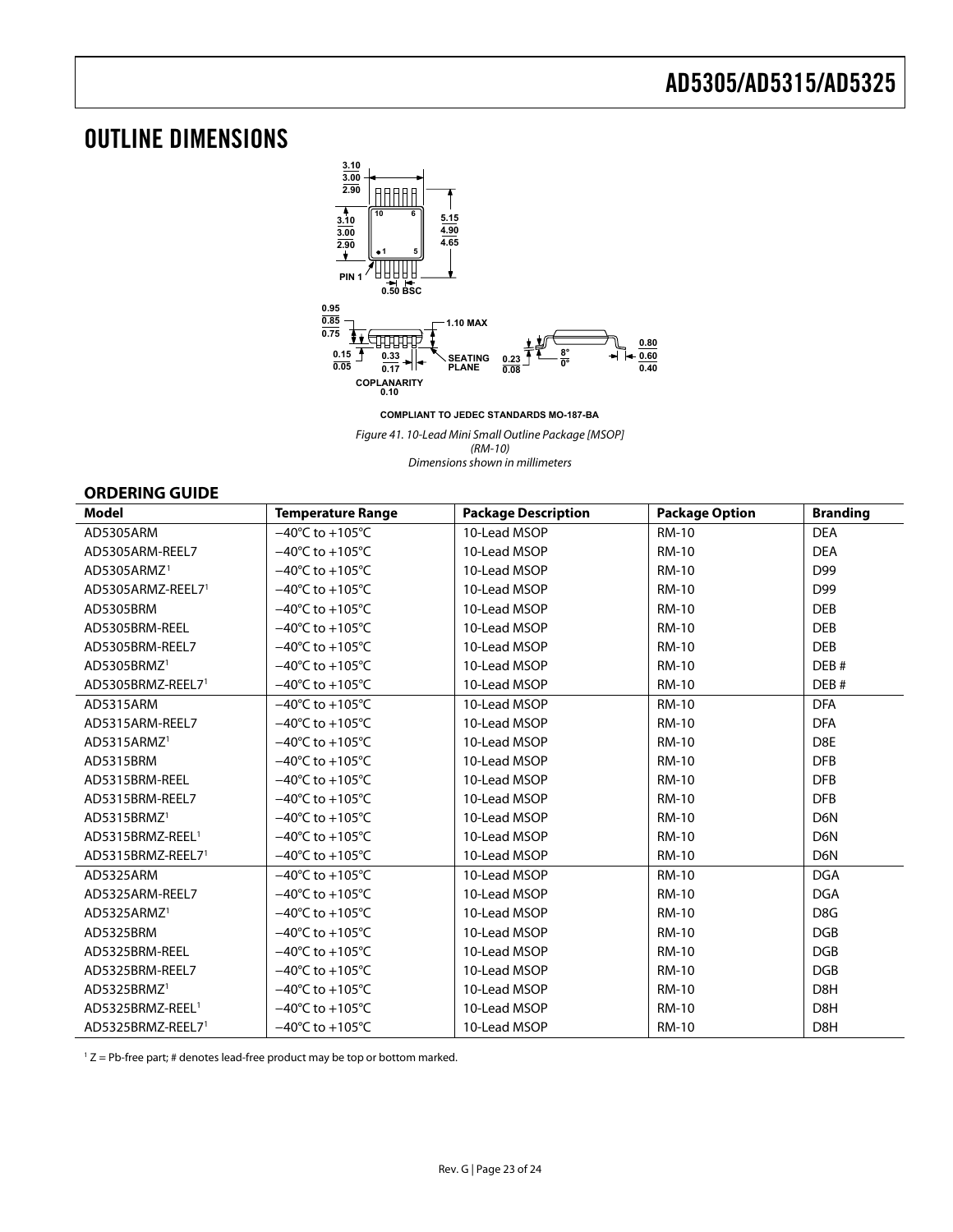# OUTLINE DIMENSIONS

COMPLIANT TO JEDEC STANDARDS MO-187-BA

*Figure 41. 10-Lead Mini Small Outline Package [MSOP] (RM-10) Dimensions shown in millimeters*

## ORDERING GUIDE

| Model | Temperature Range | Package Description | Package Option | Branding |
|---|---|---|---|---|
| AD5305ARM | −40°C to +105°C | 10-Lead MSOP | RM-10 | DEA |
| AD5305ARM-REEL7 | −40°C to +105°C | 10-Lead MSOP | RM-10 | DEA |
| AD5305ARMZ[1] | −40°C to +105°C | 10-Lead MSOP | RM-10 | D99 |
| AD5305ARMZ-REEL7[1] | −40°C to +105°C | 10-Lead MSOP | RM-10 | D99 |
| AD5305BRM | −40°C to +105°C | 10-Lead MSOP | RM-10 | DEB |
| AD5305BRM-REEL | −40°C to +105°C | 10-Lead MSOP | RM-10 | DEB |
| AD5305BRM-REEL7 | −40°C to +105°C | 10-Lead MSOP | RM-10 | DEB |
| AD5305BRMZ[1] | −40°C to +105°C | 10-Lead MSOP | RM-10 | DEB # |
| AD5305BRMZ-REEL7[1] | −40°C to +105°C | 10-Lead MSOP | RM-10 | DEB # |
| AD5315ARM | −40°C to +105°C | 10-Lead MSOP | RM-10 | DFA |
| AD5315ARM-REEL7 | −40°C to +105°C | 10-Lead MSOP | RM-10 | DFA |
| AD5315ARMZ[1] | −40°C to +105°C | 10-Lead MSOP | RM-10 | D8E |
| AD5315BRM | −40°C to +105°C | 10-Lead MSOP | RM-10 | DFB |
| AD5315BRM-REEL | −40°C to +105°C | 10-Lead MSOP | RM-10 | DFB |
| AD5315BRM-REEL7 | −40°C to +105°C | 10-Lead MSOP | RM-10 | DFB |
| AD5315BRMZ[1] | −40°C to +105°C | 10-Lead MSOP | RM-10 | D6N |
| AD5315BRMZ-REEL[1] | −40°C to +105°C | 10-Lead MSOP | RM-10 | D6N |
| AD5315BRMZ-REEL7[1] | −40°C to +105°C | 10-Lead MSOP | RM-10 | D6N |
| AD5325ARM | −40°C to +105°C | 10-Lead MSOP | RM-10 | DGA |
| AD5325ARM-REEL7 | −40°C to +105°C | 10-Lead MSOP | RM-10 | DGA |
| AD5325ARMZ[1] | −40°C to +105°C | 10-Lead MSOP | RM-10 | D8G |
| AD5325BRM | −40°C to +105°C | 10-Lead MSOP | RM-10 | DGB |
| AD5325BRM-REEL | −40°C to +105°C | 10-Lead MSOP | RM-10 | DGB |
| AD5325BRM-REEL7 | −40°C to +105°C | 10-Lead MSOP | RM-10 | DGB |
| AD5325BRMZ[1] | −40°C to +105°C | 10-Lead MSOP | RM-10 | D8H |
| AD5325BRMZ-REEL[1] | −40°C to +105°C | 10-Lead MSOP | RM-10 | D8H |
| AD5325BRMZ-REEL7[1] | −40°C to +105°C | 10-Lead MSOP | RM-10 | D8H |

[1] Z = Pb-free part; # denotes lead-free product may be top or bottom marked.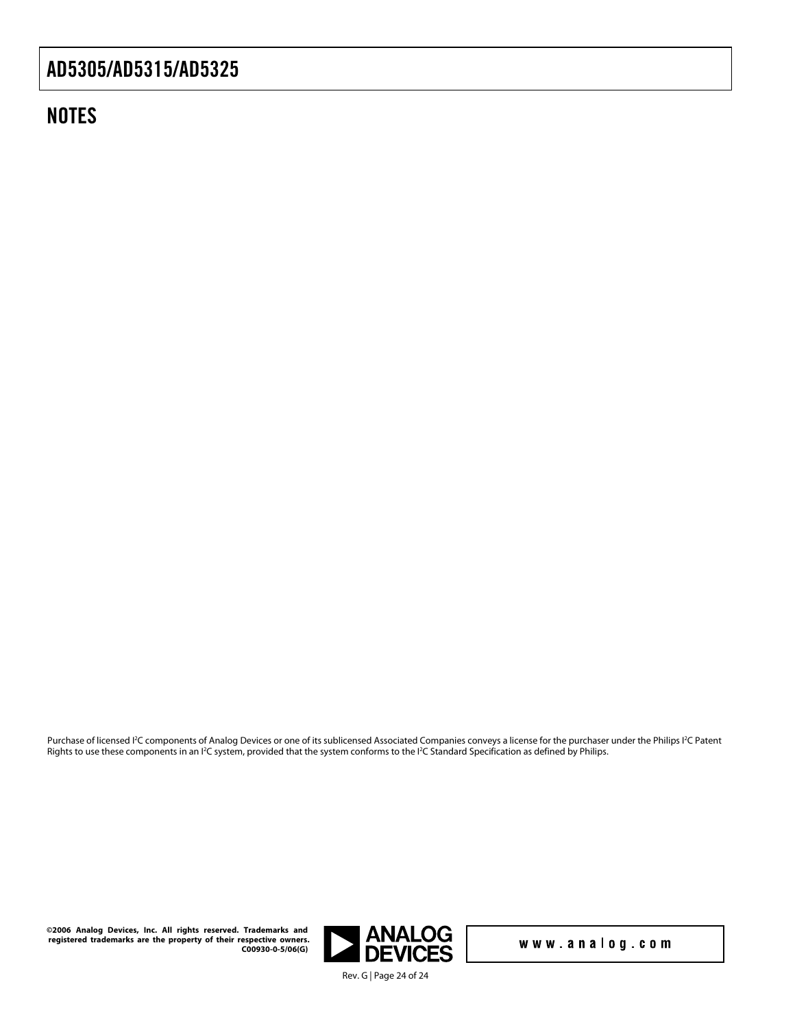## NOTES

Purchase of licensed I²C components of Analog Devices or one of its sublicensed Associated Companies conveys a license for the purchaser under the Philips I²C Patent Rights to use these components in an I²C system, provided that the system conforms to the I²C Standard Specification as defined by Philips.

**©2006 Analog Devices, Inc. All rights reserved. Trademarks and registered trademarks are the property of their respective owners. C00930-0-5/06(G)**

www.analog.com